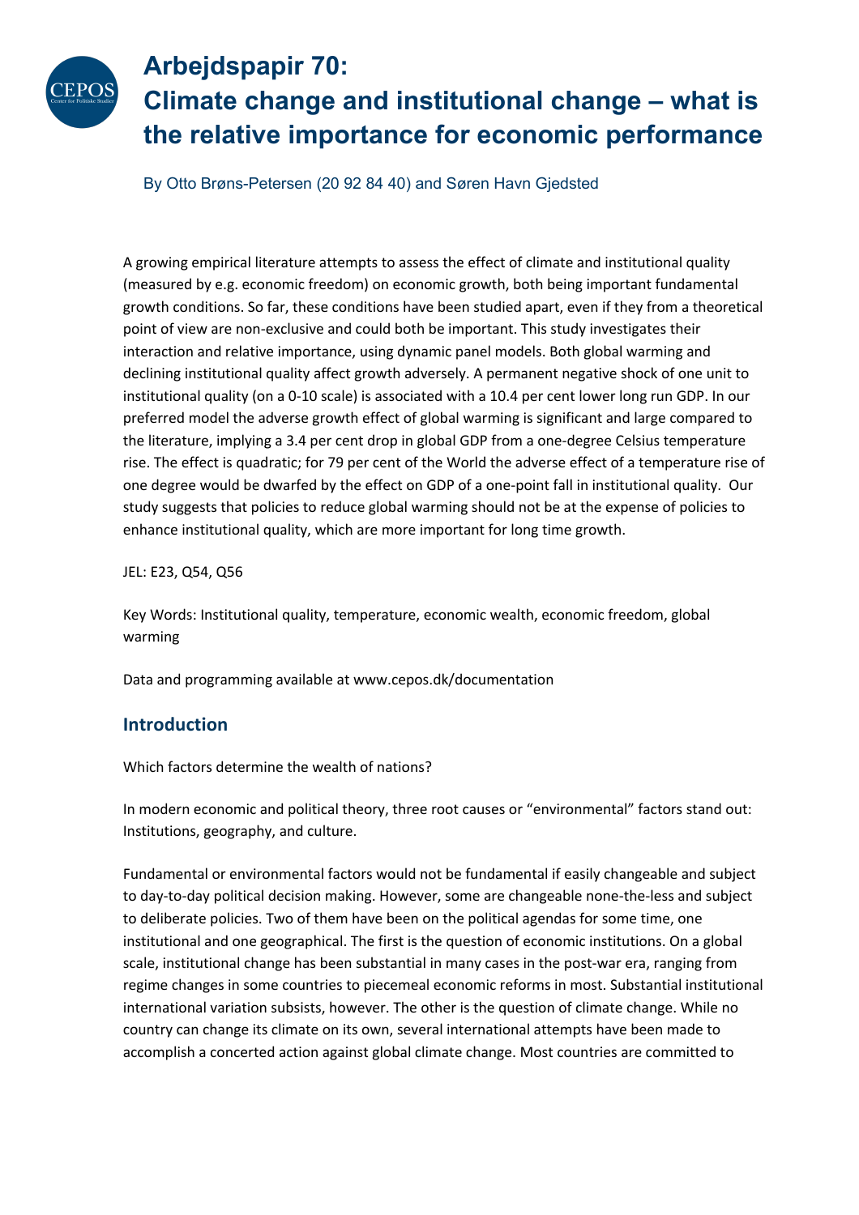# Arbejdspapir 70: Climate change and institutional change – what is the relative importance for economic performance

By Otto Brøns-Petersen (20 92 84 40) and Søren Havn Gjedsted

A growing empirical literature attempts to assess the effect of climate and institutional quality (measured by e.g. economic freedom) on economic growth, both being important fundamental growth conditions. So far, these conditions have been studied apart, even if they from a theoretical point of view are non-exclusive and could both be important. This study investigates their interaction and relative importance, using dynamic panel models. Both global warming and declining institutional quality affect growth adversely. A permanent negative shock of one unit to institutional quality (on a 0-10 scale) is associated with a 10.4 per cent lower long run GDP. In our preferred model the adverse growth effect of global warming is significant and large compared to the literature, implying a 3.4 per cent drop in global GDP from a one-degree Celsius temperature rise. The effect is quadratic; for 79 per cent of the World the adverse effect of a temperature rise of one degree would be dwarfed by the effect on GDP of a one-point fall in institutional quality. Our study suggests that policies to reduce global warming should not be at the expense of policies to enhance institutional quality, which are more important for long time growth.

JEL: E23, Q54, Q56

Key Words: Institutional quality, temperature, economic wealth, economic freedom, global warming

Data and programming available at www.cepos.dk/documentation

## Introduction

Which factors determine the wealth of nations?

In modern economic and political theory, three root causes or "environmental" factors stand out: Institutions, geography, and culture.

Fundamental or environmental factors would not be fundamental if easily changeable and subject to day-to-day political decision making. However, some are changeable none-the-less and subject to deliberate policies. Two of them have been on the political agendas for some time, one institutional and one geographical. The first is the question of economic institutions. On a global scale, institutional change has been substantial in many cases in the post-war era, ranging from regime changes in some countries to piecemeal economic reforms in most. Substantial institutional international variation subsists, however. The other is the question of climate change. While no country can change its climate on its own, several international attempts have been made to accomplish a concerted action against global climate change. Most countries are committed to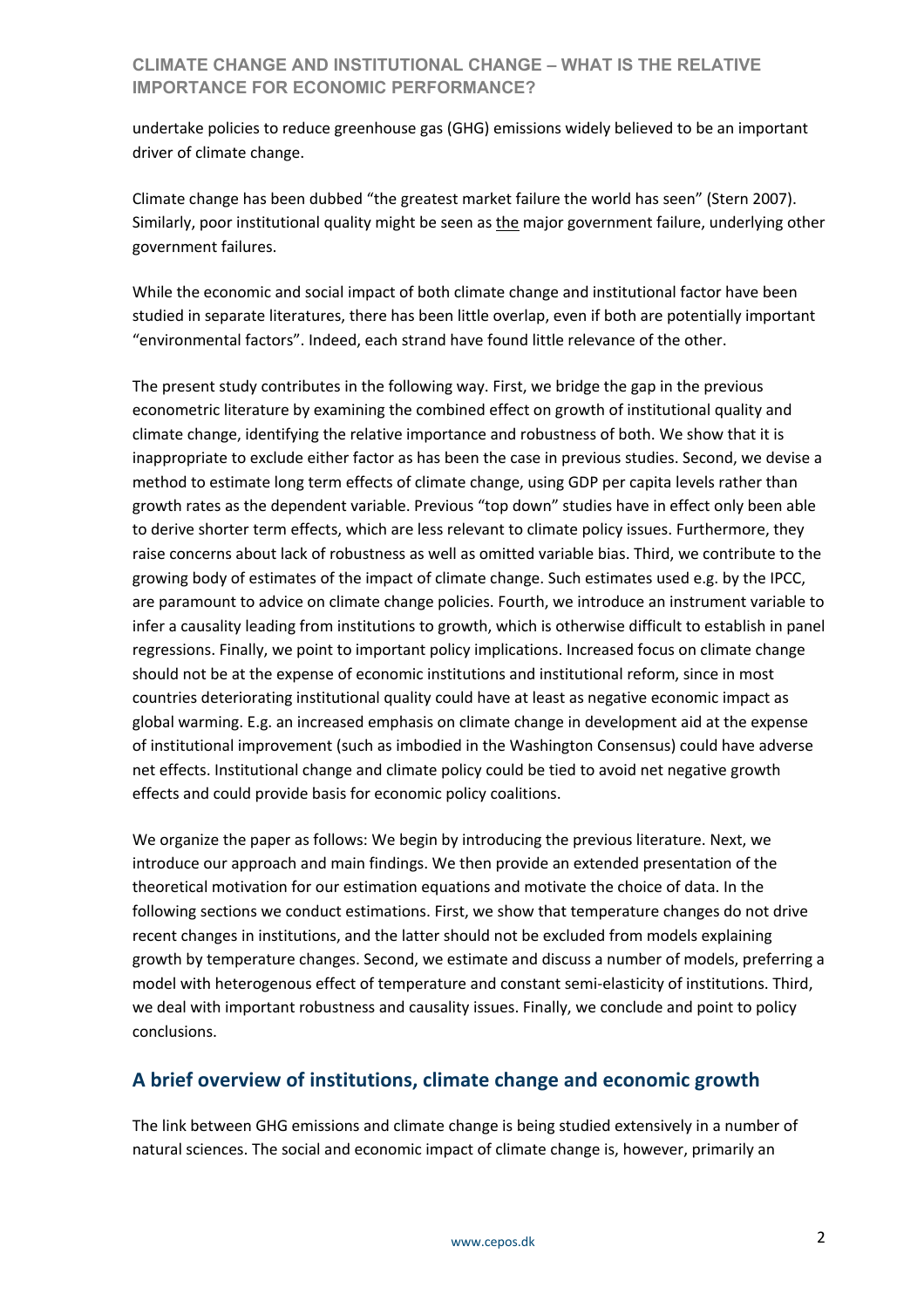undertake policies to reduce greenhouse gas (GHG) emissions widely believed to be an important driver of climate change.

Climate change has been dubbed "the greatest market failure the world has seen" (Stern 2007). Similarly, poor institutional quality might be seen as the major government failure, underlying other government failures.

While the economic and social impact of both climate change and institutional factor have been studied in separate literatures, there has been little overlap, even if both are potentially important "environmental factors". Indeed, each strand have found little relevance of the other.

The present study contributes in the following way. First, we bridge the gap in the previous econometric literature by examining the combined effect on growth of institutional quality and climate change, identifying the relative importance and robustness of both. We show that it is inappropriate to exclude either factor as has been the case in previous studies. Second, we devise a method to estimate long term effects of climate change, using GDP per capita levels rather than growth rates as the dependent variable. Previous "top down" studies have in effect only been able to derive shorter term effects, which are less relevant to climate policy issues. Furthermore, they raise concerns about lack of robustness as well as omitted variable bias. Third, we contribute to the growing body of estimates of the impact of climate change. Such estimates used e.g. by the IPCC, are paramount to advice on climate change policies. Fourth, we introduce an instrument variable to infer a causality leading from institutions to growth, which is otherwise difficult to establish in panel regressions. Finally, we point to important policy implications. Increased focus on climate change should not be at the expense of economic institutions and institutional reform, since in most countries deteriorating institutional quality could have at least as negative economic impact as global warming. E.g. an increased emphasis on climate change in development aid at the expense of institutional improvement (such as imbodied in the Washington Consensus) could have adverse net effects. Institutional change and climate policy could be tied to avoid net negative growth effects and could provide basis for economic policy coalitions.

We organize the paper as follows: We begin by introducing the previous literature. Next, we introduce our approach and main findings. We then provide an extended presentation of the theoretical motivation for our estimation equations and motivate the choice of data. In the following sections we conduct estimations. First, we show that temperature changes do not drive recent changes in institutions, and the latter should not be excluded from models explaining growth by temperature changes. Second, we estimate and discuss a number of models, preferring a model with heterogenous effect of temperature and constant semi-elasticity of institutions. Third, we deal with important robustness and causality issues. Finally, we conclude and point to policy conclusions.

## A brief overview of institutions, climate change and economic growth

The link between GHG emissions and climate change is being studied extensively in a number of natural sciences. The social and economic impact of climate change is, however, primarily an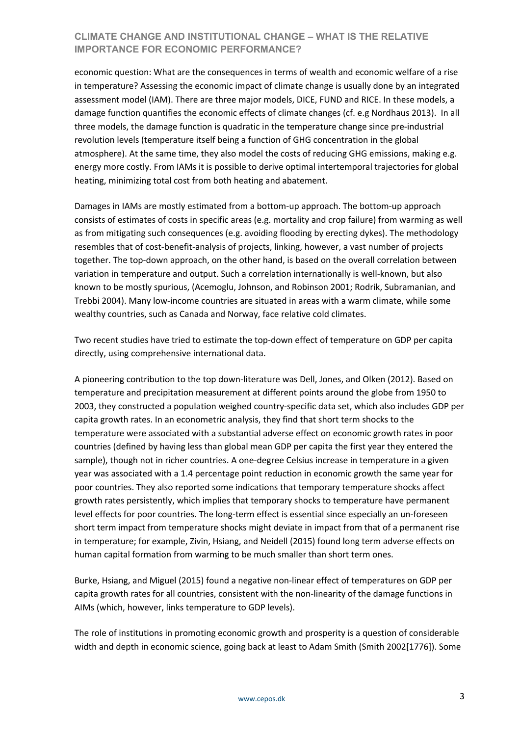economic question: What are the consequences in terms of wealth and economic welfare of a rise in temperature? Assessing the economic impact of climate change is usually done by an integrated assessment model (IAM). There are three major models, DICE, FUND and RICE. In these models, a damage function quantifies the economic effects of climate changes (cf. e.g Nordhaus 2013). In all three models, the damage function is quadratic in the temperature change since pre-industrial revolution levels (temperature itself being a function of GHG concentration in the global atmosphere). At the same time, they also model the costs of reducing GHG emissions, making e.g. energy more costly. From IAMs it is possible to derive optimal intertemporal trajectories for global heating, minimizing total cost from both heating and abatement.

Damages in IAMs are mostly estimated from a bottom-up approach. The bottom-up approach consists of estimates of costs in specific areas (e.g. mortality and crop failure) from warming as well as from mitigating such consequences (e.g. avoiding flooding by erecting dykes). The methodology resembles that of cost-benefit-analysis of projects, linking, however, a vast number of projects together. The top-down approach, on the other hand, is based on the overall correlation between variation in temperature and output. Such a correlation internationally is well-known, but also known to be mostly spurious, (Acemoglu, Johnson, and Robinson 2001; Rodrik, Subramanian, and Trebbi 2004). Many low-income countries are situated in areas with a warm climate, while some wealthy countries, such as Canada and Norway, face relative cold climates.

Two recent studies have tried to estimate the top-down effect of temperature on GDP per capita directly, using comprehensive international data.

A pioneering contribution to the top down-literature was Dell, Jones, and Olken (2012). Based on temperature and precipitation measurement at different points around the globe from 1950 to 2003, they constructed a population weighed country-specific data set, which also includes GDP per capita growth rates. In an econometric analysis, they find that short term shocks to the temperature were associated with a substantial adverse effect on economic growth rates in poor countries (defined by having less than global mean GDP per capita the first year they entered the sample), though not in richer countries. A one-degree Celsius increase in temperature in a given year was associated with a 1.4 percentage point reduction in economic growth the same year for poor countries. They also reported some indications that temporary temperature shocks affect growth rates persistently, which implies that temporary shocks to temperature have permanent level effects for poor countries. The long-term effect is essential since especially an un-foreseen short term impact from temperature shocks might deviate in impact from that of a permanent rise in temperature; for example, Zivin, Hsiang, and Neidell (2015) found long term adverse effects on human capital formation from warming to be much smaller than short term ones.

Burke, Hsiang, and Miguel (2015) found a negative non-linear effect of temperatures on GDP per capita growth rates for all countries, consistent with the non-linearity of the damage functions in AIMs (which, however, links temperature to GDP levels).

The role of institutions in promoting economic growth and prosperity is a question of considerable width and depth in economic science, going back at least to Adam Smith (Smith 2002[1776]). Some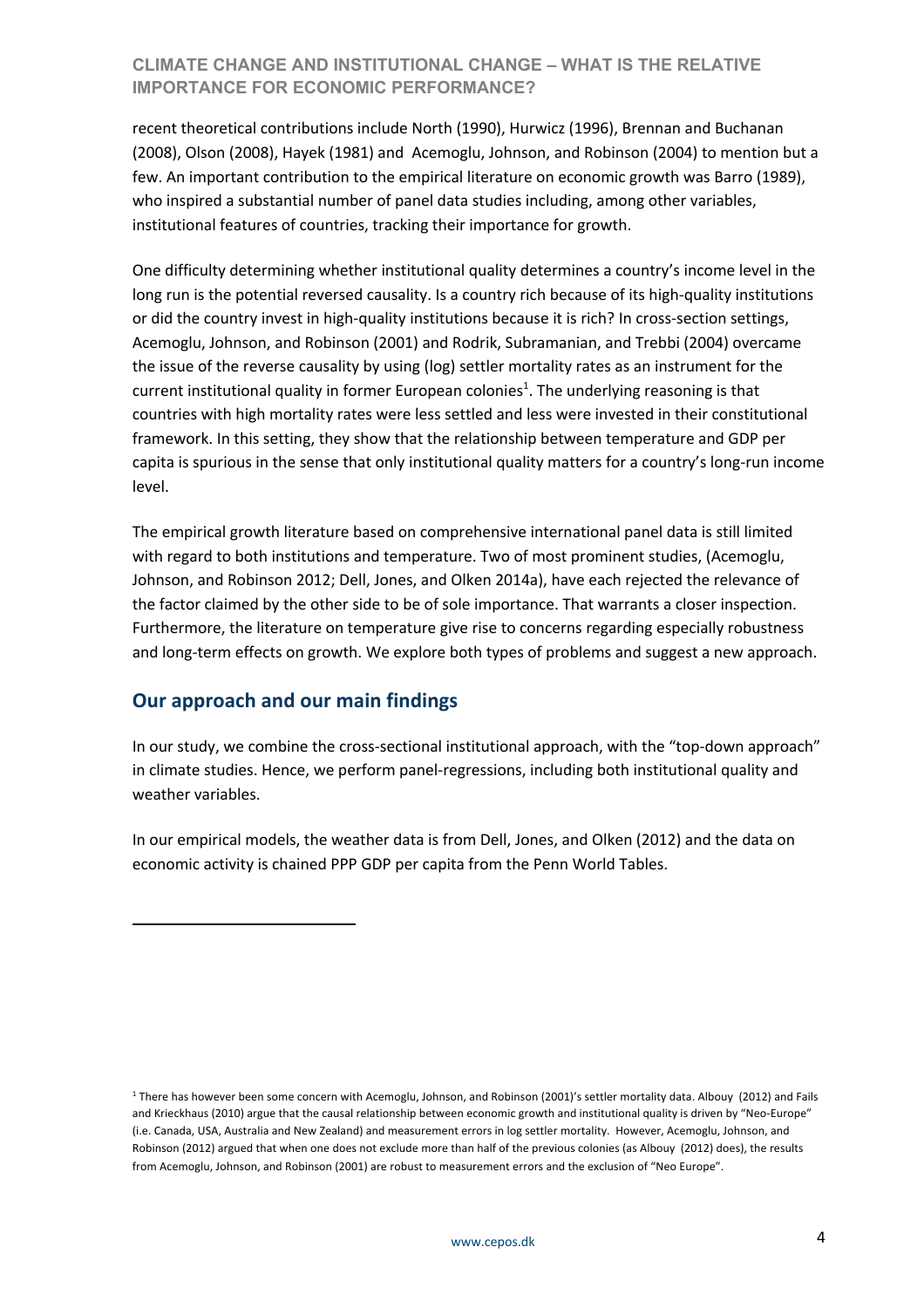recent theoretical contributions include North (1990), Hurwicz (1996), Brennan and Buchanan (2008), Olson (2008), Hayek (1981) and Acemoglu, Johnson, and Robinson (2004) to mention but a few. An important contribution to the empirical literature on economic growth was Barro (1989), who inspired a substantial number of panel data studies including, among other variables, institutional features of countries, tracking their importance for growth.

One difficulty determining whether institutional quality determines a country's income level in the long run is the potential reversed causality. Is a country rich because of its high-quality institutions or did the country invest in high-quality institutions because it is rich? In cross-section settings, Acemoglu, Johnson, and Robinson (2001) and Rodrik, Subramanian, and Trebbi (2004) overcame the issue of the reverse causality by using (log) settler mortality rates as an instrument for the current institutional quality in former European colonies[1]. The underlying reasoning is that countries with high mortality rates were less settled and less were invested in their constitutional framework. In this setting, they show that the relationship between temperature and GDP per capita is spurious in the sense that only institutional quality matters for a country's long-run income level.

The empirical growth literature based on comprehensive international panel data is still limited with regard to both institutions and temperature. Two of most prominent studies, (Acemoglu, Johnson, and Robinson 2012; Dell, Jones, and Olken 2014a), have each rejected the relevance of the factor claimed by the other side to be of sole importance. That warrants a closer inspection. Furthermore, the literature on temperature give rise to concerns regarding especially robustness and long-term effects on growth. We explore both types of problems and suggest a new approach.

## Our approach and our main findings

In our study, we combine the cross-sectional institutional approach, with the "top-down approach" in climate studies. Hence, we perform panel-regressions, including both institutional quality and weather variables.

In our empirical models, the weather data is from Dell, Jones, and Olken (2012) and the data on economic activity is chained PPP GDP per capita from the Penn World Tables.

---

[1] There has however been some concern with Acemoglu, Johnson, and Robinson (2001)'s settler mortality data. Albouy (2012) and Fails and Krieckhaus (2010) argue that the causal relationship between economic growth and institutional quality is driven by "Neo-Europe" (i.e. Canada, USA, Australia and New Zealand) and measurement errors in log settler mortality. However, Acemoglu, Johnson, and Robinson (2012) argued that when one does not exclude more than half of the previous colonies (as Albouy (2012) does), the results from Acemoglu, Johnson, and Robinson (2001) are robust to measurement errors and the exclusion of "Neo Europe".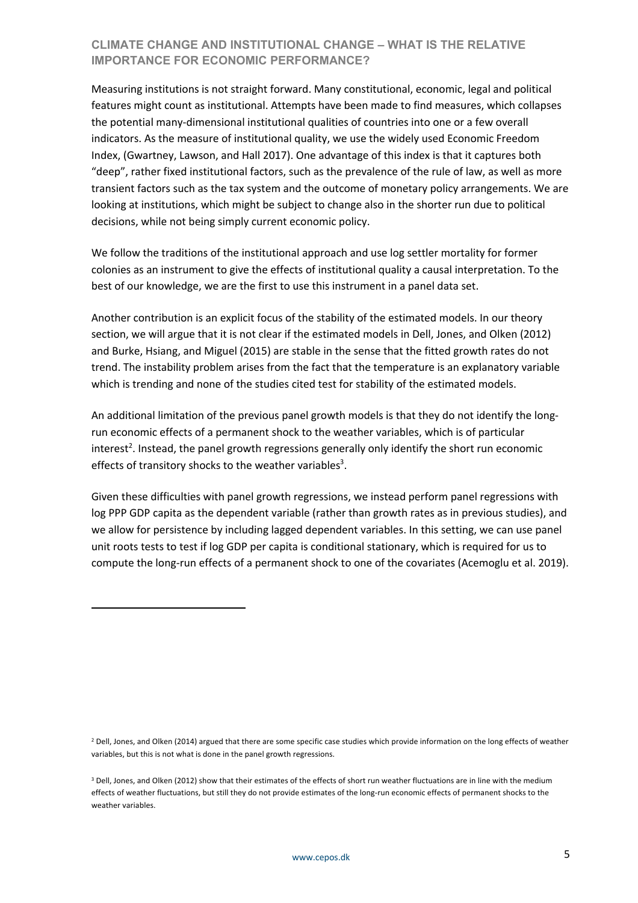Measuring institutions is not straight forward. Many constitutional, economic, legal and political features might count as institutional. Attempts have been made to find measures, which collapses the potential many-dimensional institutional qualities of countries into one or a few overall indicators. As the measure of institutional quality, we use the widely used Economic Freedom Index, (Gwartney, Lawson, and Hall 2017). One advantage of this index is that it captures both "deep", rather fixed institutional factors, such as the prevalence of the rule of law, as well as more transient factors such as the tax system and the outcome of monetary policy arrangements. We are looking at institutions, which might be subject to change also in the shorter run due to political decisions, while not being simply current economic policy.

We follow the traditions of the institutional approach and use log settler mortality for former colonies as an instrument to give the effects of institutional quality a causal interpretation. To the best of our knowledge, we are the first to use this instrument in a panel data set.

Another contribution is an explicit focus of the stability of the estimated models. In our theory section, we will argue that it is not clear if the estimated models in Dell, Jones, and Olken (2012) and Burke, Hsiang, and Miguel (2015) are stable in the sense that the fitted growth rates do not trend. The instability problem arises from the fact that the temperature is an explanatory variable which is trending and none of the studies cited test for stability of the estimated models.

An additional limitation of the previous panel growth models is that they do not identify the long-run economic effects of a permanent shock to the weather variables, which is of particular interest[2]. Instead, the panel growth regressions generally only identify the short run economic effects of transitory shocks to the weather variables[3].

Given these difficulties with panel growth regressions, we instead perform panel regressions with log PPP GDP capita as the dependent variable (rather than growth rates as in previous studies), and we allow for persistence by including lagged dependent variables. In this setting, we can use panel unit roots tests to test if log GDP per capita is conditional stationary, which is required for us to compute the long-run effects of a permanent shock to one of the covariates (Acemoglu et al. 2019).

---

[2] Dell, Jones, and Olken (2014) argued that there are some specific case studies which provide information on the long effects of weather variables, but this is not what is done in the panel growth regressions.

[3] Dell, Jones, and Olken (2012) show that their estimates of the effects of short run weather fluctuations are in line with the medium effects of weather fluctuations, but still they do not provide estimates of the long-run economic effects of permanent shocks to the weather variables.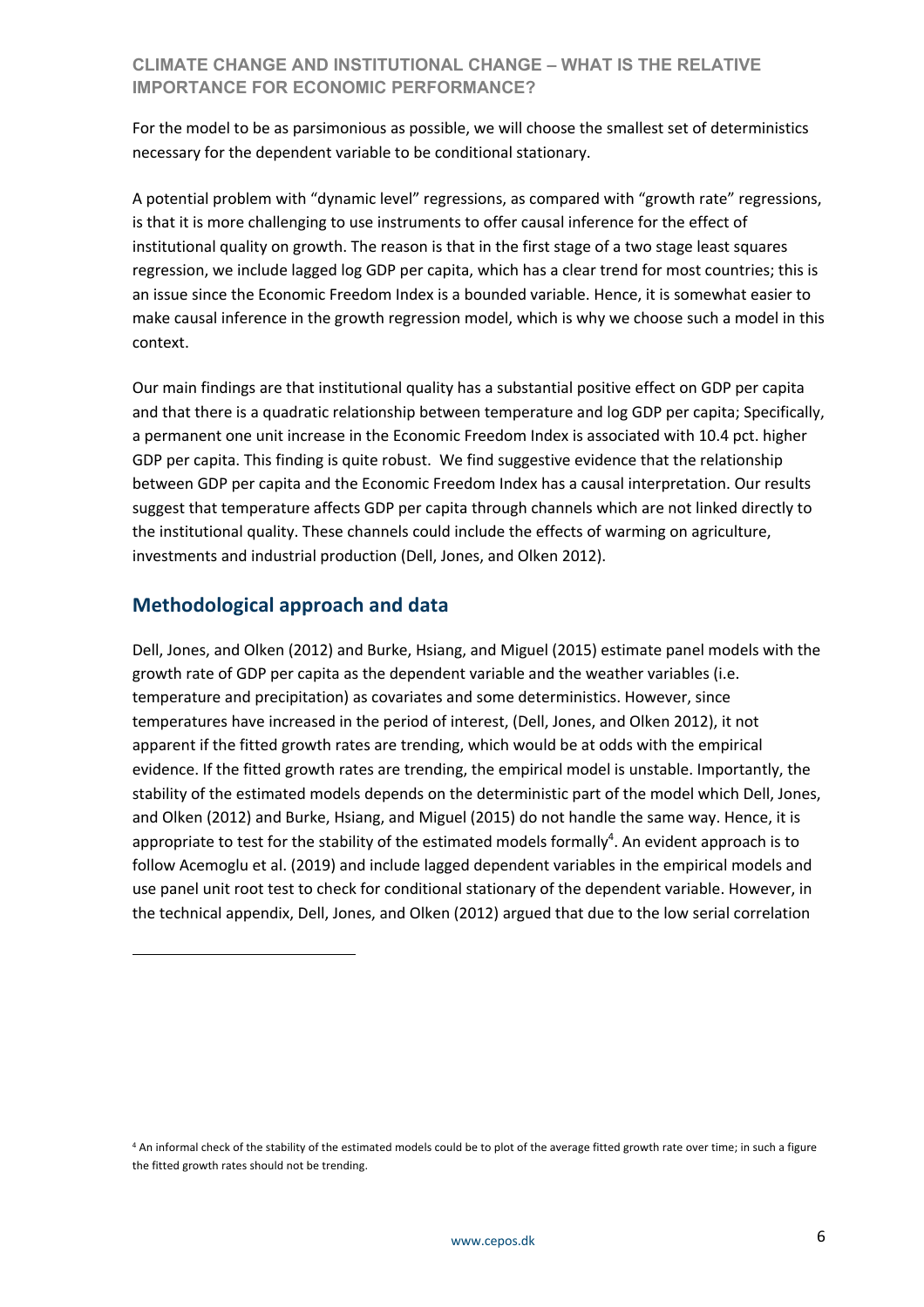For the model to be as parsimonious as possible, we will choose the smallest set of deterministics necessary for the dependent variable to be conditional stationary.

A potential problem with "dynamic level" regressions, as compared with "growth rate" regressions, is that it is more challenging to use instruments to offer causal inference for the effect of institutional quality on growth. The reason is that in the first stage of a two stage least squares regression, we include lagged log GDP per capita, which has a clear trend for most countries; this is an issue since the Economic Freedom Index is a bounded variable. Hence, it is somewhat easier to make causal inference in the growth regression model, which is why we choose such a model in this context.

Our main findings are that institutional quality has a substantial positive effect on GDP per capita and that there is a quadratic relationship between temperature and log GDP per capita; Specifically, a permanent one unit increase in the Economic Freedom Index is associated with 10.4 pct. higher GDP per capita. This finding is quite robust. We find suggestive evidence that the relationship between GDP per capita and the Economic Freedom Index has a causal interpretation. Our results suggest that temperature affects GDP per capita through channels which are not linked directly to the institutional quality. These channels could include the effects of warming on agriculture, investments and industrial production (Dell, Jones, and Olken 2012).

## Methodological approach and data

Dell, Jones, and Olken (2012) and Burke, Hsiang, and Miguel (2015) estimate panel models with the growth rate of GDP per capita as the dependent variable and the weather variables (i.e. temperature and precipitation) as covariates and some deterministics. However, since temperatures have increased in the period of interest, (Dell, Jones, and Olken 2012), it not apparent if the fitted growth rates are trending, which would be at odds with the empirical evidence. If the fitted growth rates are trending, the empirical model is unstable. Importantly, the stability of the estimated models depends on the deterministic part of the model which Dell, Jones, and Olken (2012) and Burke, Hsiang, and Miguel (2015) do not handle the same way. Hence, it is appropriate to test for the stability of the estimated models formally[4]. An evident approach is to follow Acemoglu et al. (2019) and include lagged dependent variables in the empirical models and use panel unit root test to check for conditional stationary of the dependent variable. However, in the technical appendix, Dell, Jones, and Olken (2012) argued that due to the low serial correlation

[4] An informal check of the stability of the estimated models could be to plot of the average fitted growth rate over time; in such a figure the fitted growth rates should not be trending.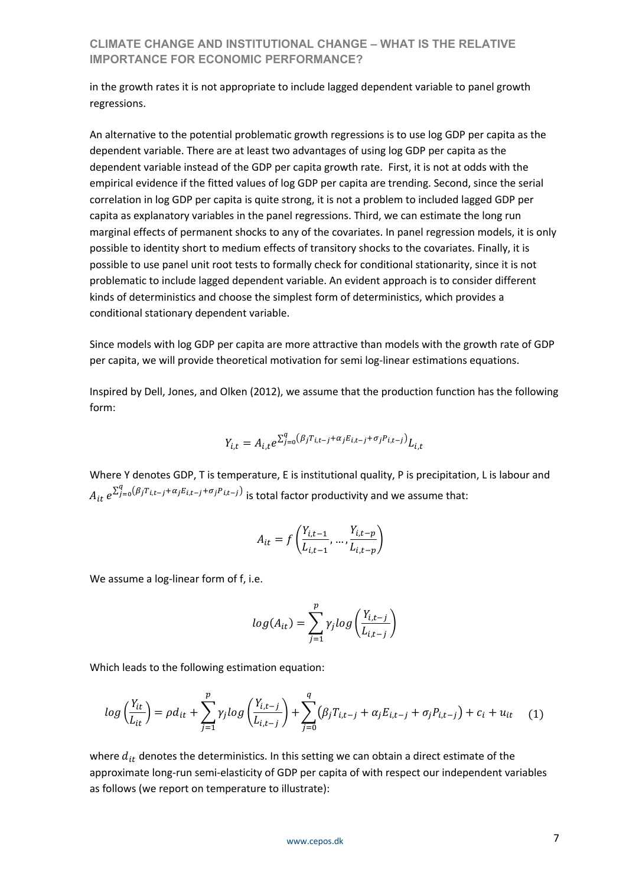in the growth rates it is not appropriate to include lagged dependent variable to panel growth regressions.

An alternative to the potential problematic growth regressions is to use log GDP per capita as the dependent variable. There are at least two advantages of using log GDP per capita as the dependent variable instead of the GDP per capita growth rate. First, it is not at odds with the empirical evidence if the fitted values of log GDP per capita are trending. Second, since the serial correlation in log GDP per capita is quite strong, it is not a problem to included lagged GDP per capita as explanatory variables in the panel regressions. Third, we can estimate the long run marginal effects of permanent shocks to any of the covariates. In panel regression models, it is only possible to identity short to medium effects of transitory shocks to the covariates. Finally, it is possible to use panel unit root tests to formally check for conditional stationarity, since it is not problematic to include lagged dependent variable. An evident approach is to consider different kinds of deterministics and choose the simplest form of deterministics, which provides a conditional stationary dependent variable.

Since models with log GDP per capita are more attractive than models with the growth rate of GDP per capita, we will provide theoretical motivation for semi log-linear estimations equations.

Inspired by Dell, Jones, and Olken (2012), we assume that the production function has the following form:

$$Y_{i,t} = A_{i,t} e^{\sum_{j=0}^{q} \left(\beta_j T_{i,t-j} + \alpha_j E_{i,t-j} + \sigma_j P_{i,t-j}\right)} L_{i,t}$$

Where Y denotes GDP, T is temperature, E is institutional quality, P is precipitation, L is labour and $A_{it}\, e^{\sum_{j=0}^{q} \left(\beta_j T_{i,t-j} + \alpha_j E_{i,t-j} + \sigma_j P_{i,t-j}\right)}$ is total factor productivity and we assume that:

$$A_{it} = f\left(\frac{Y_{i,t-1}}{L_{i,t-1}}, \dots, \frac{Y_{i,t-p}}{L_{i,t-p}}\right)$$

We assume a log-linear form of f, i.e.

$$log(A_{it}) = \sum_{j=1}^{p} \gamma_j log\left(\frac{Y_{i,t-j}}{L_{i,t-j}}\right)$$

Which leads to the following estimation equation:

$$log\left(\frac{Y_{it}}{L_{it}}\right) = \rho d_{it} + \sum_{j=1}^{p} \gamma_j log\left(\frac{Y_{i,t-j}}{L_{i,t-j}}\right) + \sum_{j=0}^{q} \left(\beta_j T_{i,t-j} + \alpha_j E_{i,t-j} + \sigma_j P_{i,t-j}\right) + c_i + u_{it} \quad (1)$$

where $d_{it}$ denotes the deterministics. In this setting we can obtain a direct estimate of the approximate long-run semi-elasticity of GDP per capita of with respect our independent variables as follows (we report on temperature to illustrate):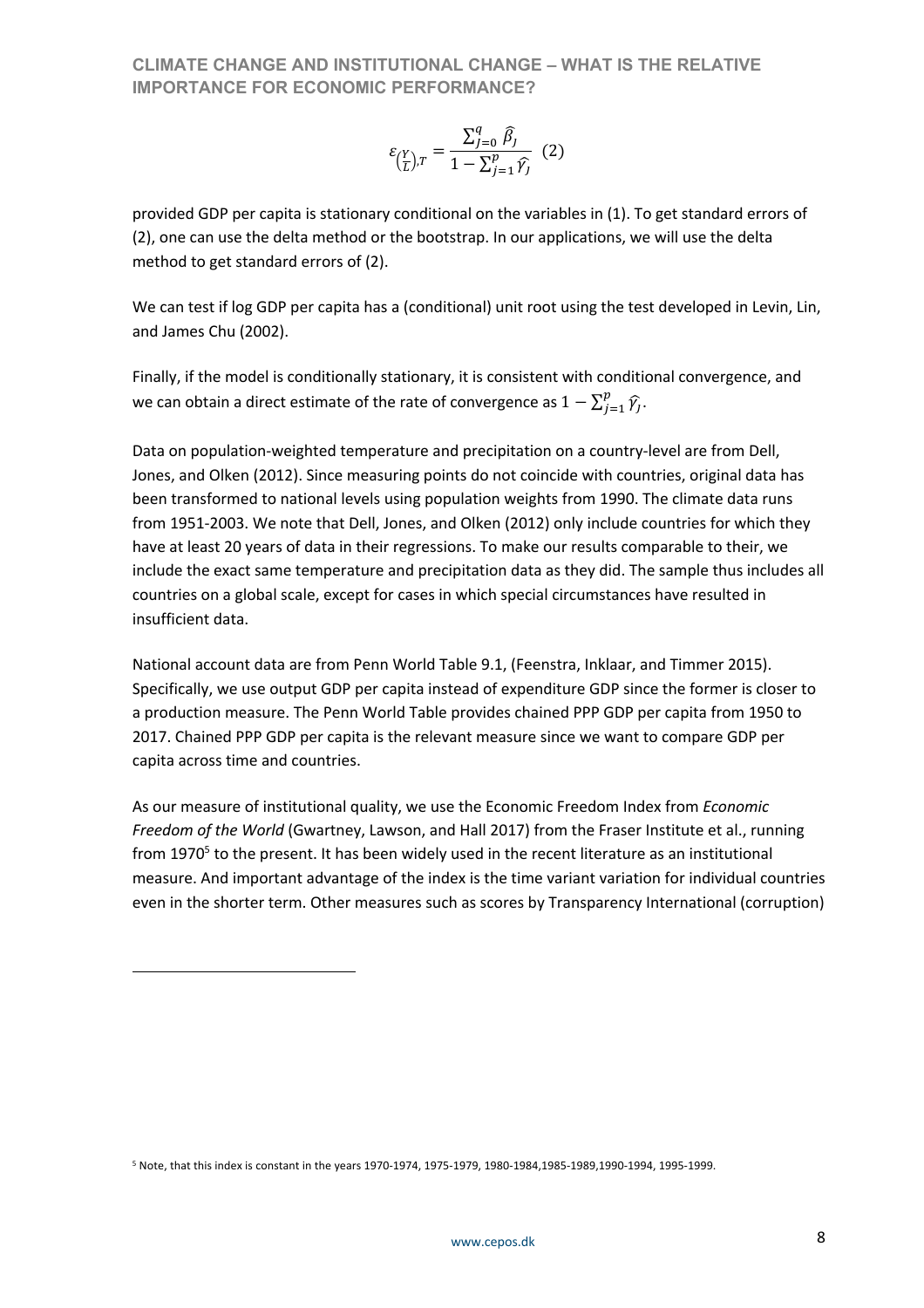$$\varepsilon_{\left(\frac{Y}{L}\right),T} = \frac{\sum_{j=0}^{q} \widehat{\beta}_j}{1 - \sum_{j=1}^{p} \widehat{\gamma}_j} \quad (2)$$

provided GDP per capita is stationary conditional on the variables in (1). To get standard errors of (2), one can use the delta method or the bootstrap. In our applications, we will use the delta method to get standard errors of (2).

We can test if log GDP per capita has a (conditional) unit root using the test developed in Levin, Lin, and James Chu (2002).

Finally, if the model is conditionally stationary, it is consistent with conditional convergence, and we can obtain a direct estimate of the rate of convergence as $1 - \sum_{j=1}^{p} \widehat{\gamma}_j$.

Data on population-weighted temperature and precipitation on a country-level are from Dell, Jones, and Olken (2012). Since measuring points do not coincide with countries, original data has been transformed to national levels using population weights from 1990. The climate data runs from 1951-2003. We note that Dell, Jones, and Olken (2012) only include countries for which they have at least 20 years of data in their regressions. To make our results comparable to their, we include the exact same temperature and precipitation data as they did. The sample thus includes all countries on a global scale, except for cases in which special circumstances have resulted in insufficient data.

National account data are from Penn World Table 9.1, (Feenstra, Inklaar, and Timmer 2015). Specifically, we use output GDP per capita instead of expenditure GDP since the former is closer to a production measure. The Penn World Table provides chained PPP GDP per capita from 1950 to 2017. Chained PPP GDP per capita is the relevant measure since we want to compare GDP per capita across time and countries.

As our measure of institutional quality, we use the Economic Freedom Index from *Economic Freedom of the World* (Gwartney, Lawson, and Hall 2017) from the Fraser Institute et al., running from 1970[5] to the present. It has been widely used in the recent literature as an institutional measure. And important advantage of the index is the time variant variation for individual countries even in the shorter term. Other measures such as scores by Transparency International (corruption)

---

[5] Note, that this index is constant in the years 1970-1974, 1975-1979, 1980-1984,1985-1989,1990-1994, 1995-1999.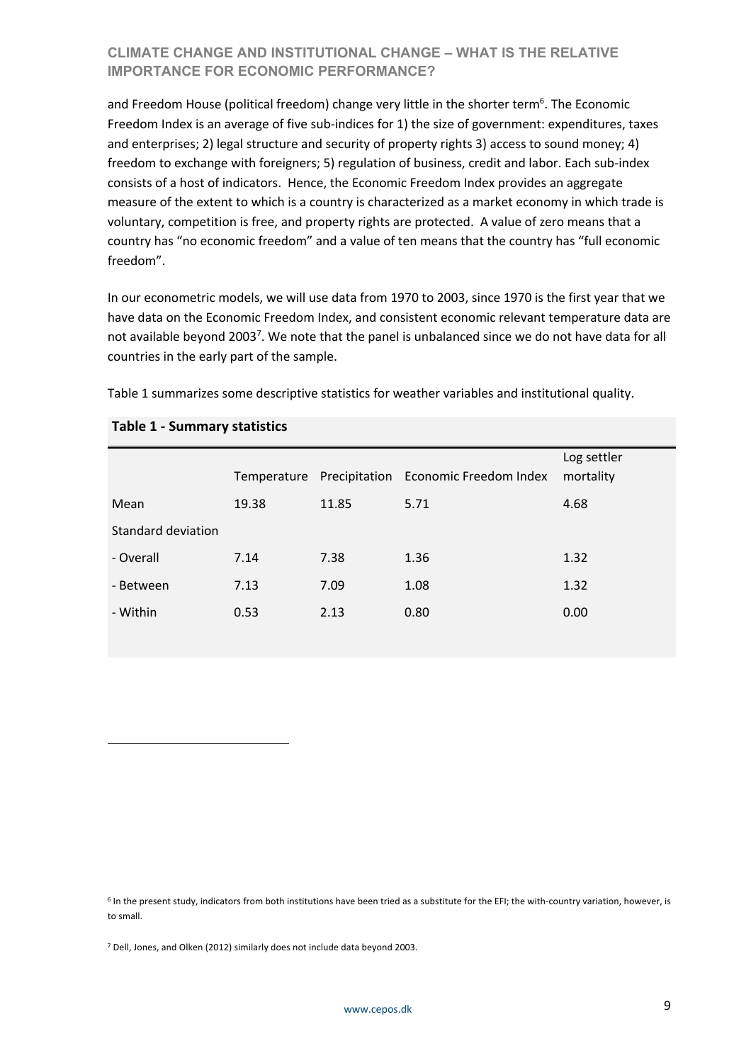and Freedom House (political freedom) change very little in the shorter term[6]. The Economic Freedom Index is an average of five sub-indices for 1) the size of government: expenditures, taxes and enterprises; 2) legal structure and security of property rights 3) access to sound money; 4) freedom to exchange with foreigners; 5) regulation of business, credit and labor. Each sub-index consists of a host of indicators. Hence, the Economic Freedom Index provides an aggregate measure of the extent to which is a country is characterized as a market economy in which trade is voluntary, competition is free, and property rights are protected. A value of zero means that a country has "no economic freedom" and a value of ten means that the country has "full economic freedom".

In our econometric models, we will use data from 1970 to 2003, since 1970 is the first year that we have data on the Economic Freedom Index, and consistent economic relevant temperature data are not available beyond 2003[7]. We note that the panel is unbalanced since we do not have data for all countries in the early part of the sample.

Table 1 summarizes some descriptive statistics for weather variables and institutional quality.

**Table 1 - Summary statistics**

| | Temperature | Precipitation | Economic Freedom Index | Log settler mortality |
|---|---|---|---|---|
| Mean | 19.38 | 11.85 | 5.71 | 4.68 |
| Standard deviation | | | | |
| - Overall | 7.14 | 7.38 | 1.36 | 1.32 |
| - Between | 7.13 | 7.09 | 1.08 | 1.32 |
| - Within | 0.53 | 2.13 | 0.80 | 0.00 |

[6] In the present study, indicators from both institutions have been tried as a substitute for the EFI; the with-country variation, however, is to small.

[7] Dell, Jones, and Olken (2012) similarly does not include data beyond 2003.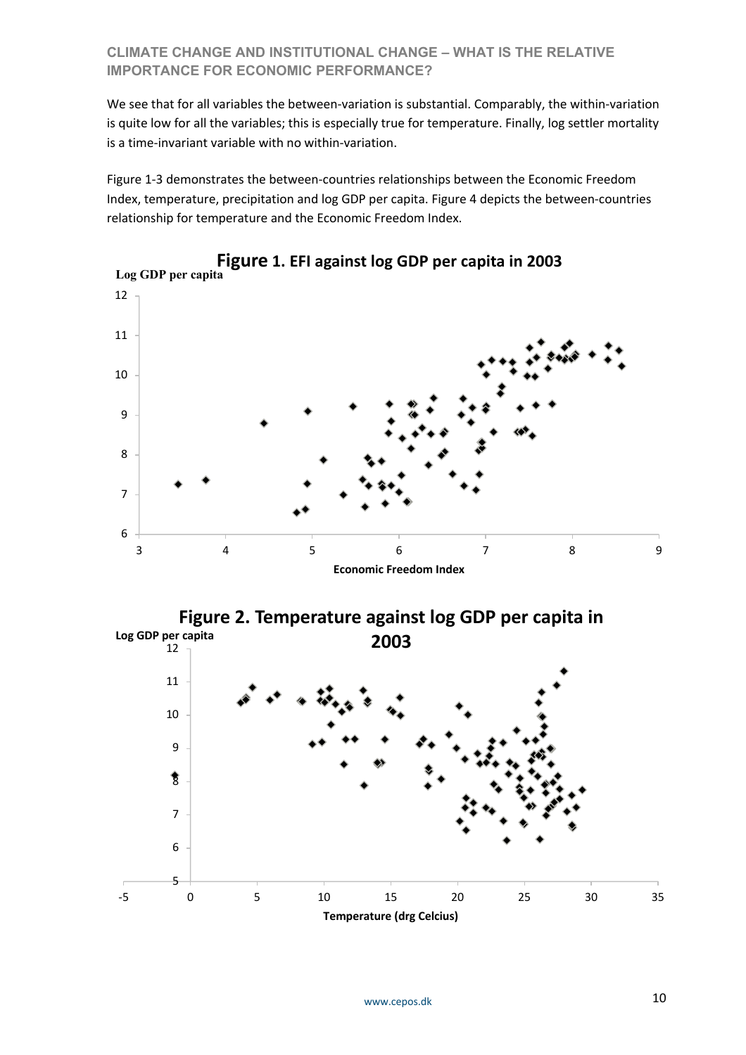We see that for all variables the between-variation is substantial. Comparably, the within-variation is quite low for all the variables; this is especially true for temperature. Finally, log settler mortality is a time-invariant variable with no within-variation.

Figure 1-3 demonstrates the between-countries relationships between the Economic Freedom Index, temperature, precipitation and log GDP per capita. Figure 4 depicts the between-countries relationship for temperature and the Economic Freedom Index.

**Figure 1. EFI against log GDP per capita in 2003**

**Figure 2. Temperature against log GDP per capita in 2003**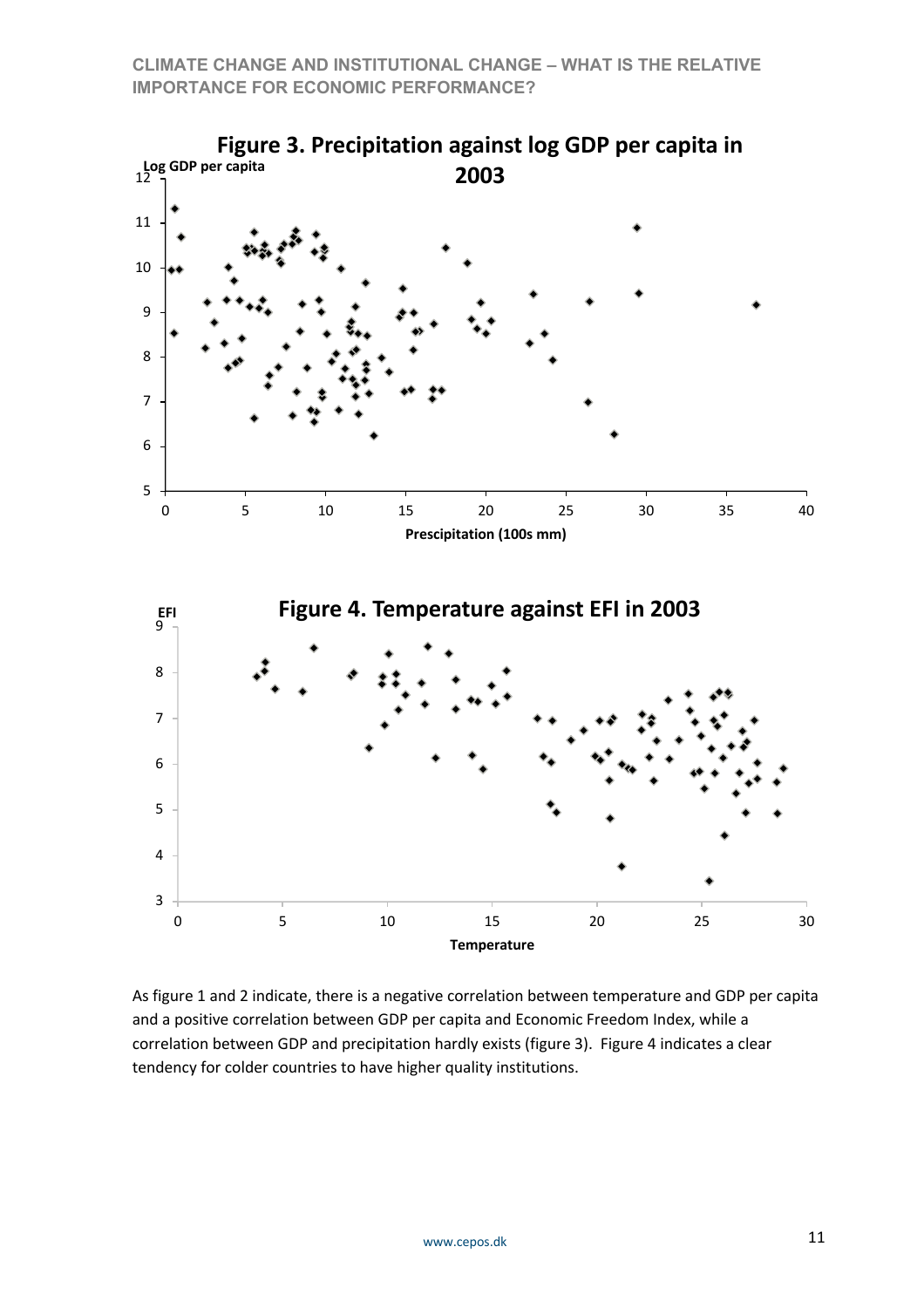**Figure 3. Precipitation against log GDP per capita in 2003**

**Figure 4. Temperature against EFI in 2003**

As figure 1 and 2 indicate, there is a negative correlation between temperature and GDP per capita and a positive correlation between GDP per capita and Economic Freedom Index, while a correlation between GDP and precipitation hardly exists (figure 3). Figure 4 indicates a clear tendency for colder countries to have higher quality institutions.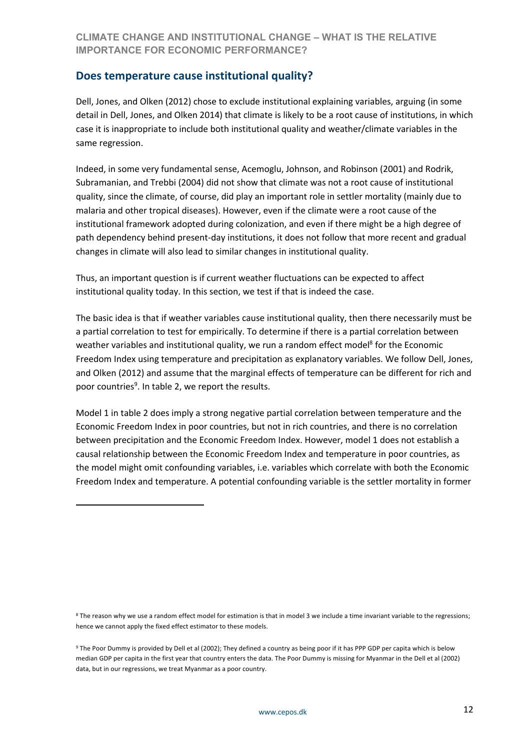## Does temperature cause institutional quality?

Dell, Jones, and Olken (2012) chose to exclude institutional explaining variables, arguing (in some detail in Dell, Jones, and Olken 2014) that climate is likely to be a root cause of institutions, in which case it is inappropriate to include both institutional quality and weather/climate variables in the same regression.

Indeed, in some very fundamental sense, Acemoglu, Johnson, and Robinson (2001) and Rodrik, Subramanian, and Trebbi (2004) did not show that climate was not a root cause of institutional quality, since the climate, of course, did play an important role in settler mortality (mainly due to malaria and other tropical diseases). However, even if the climate were a root cause of the institutional framework adopted during colonization, and even if there might be a high degree of path dependency behind present-day institutions, it does not follow that more recent and gradual changes in climate will also lead to similar changes in institutional quality.

Thus, an important question is if current weather fluctuations can be expected to affect institutional quality today. In this section, we test if that is indeed the case.

The basic idea is that if weather variables cause institutional quality, then there necessarily must be a partial correlation to test for empirically. To determine if there is a partial correlation between weather variables and institutional quality, we run a random effect model[8] for the Economic Freedom Index using temperature and precipitation as explanatory variables. We follow Dell, Jones, and Olken (2012) and assume that the marginal effects of temperature can be different for rich and poor countries[9]. In table 2, we report the results.

Model 1 in table 2 does imply a strong negative partial correlation between temperature and the Economic Freedom Index in poor countries, but not in rich countries, and there is no correlation between precipitation and the Economic Freedom Index. However, model 1 does not establish a causal relationship between the Economic Freedom Index and temperature in poor countries, as the model might omit confounding variables, i.e. variables which correlate with both the Economic Freedom Index and temperature. A potential confounding variable is the settler mortality in former

[8] The reason why we use a random effect model for estimation is that in model 3 we include a time invariant variable to the regressions; hence we cannot apply the fixed effect estimator to these models.

[9] The Poor Dummy is provided by Dell et al (2002); They defined a country as being poor if it has PPP GDP per capita which is below median GDP per capita in the first year that country enters the data. The Poor Dummy is missing for Myanmar in the Dell et al (2002) data, but in our regressions, we treat Myanmar as a poor country.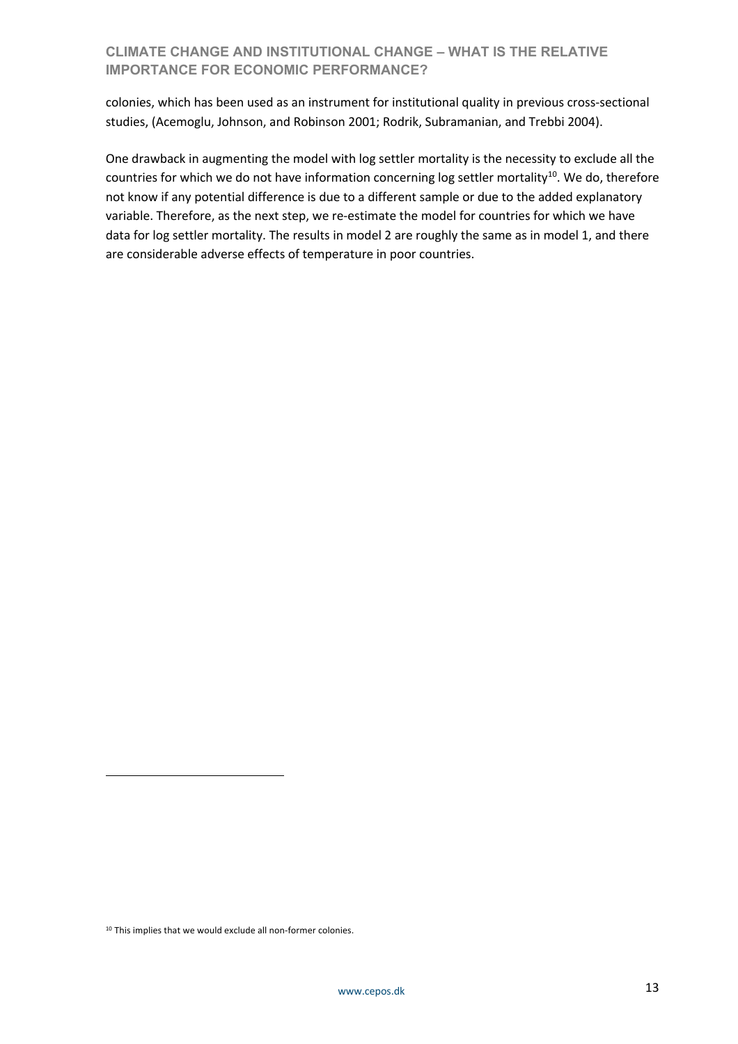colonies, which has been used as an instrument for institutional quality in previous cross-sectional studies, (Acemoglu, Johnson, and Robinson 2001; Rodrik, Subramanian, and Trebbi 2004).

One drawback in augmenting the model with log settler mortality is the necessity to exclude all the countries for which we do not have information concerning log settler mortality[10]. We do, therefore not know if any potential difference is due to a different sample or due to the added explanatory variable. Therefore, as the next step, we re-estimate the model for countries for which we have data for log settler mortality. The results in model 2 are roughly the same as in model 1, and there are considerable adverse effects of temperature in poor countries.

---

[10] This implies that we would exclude all non-former colonies.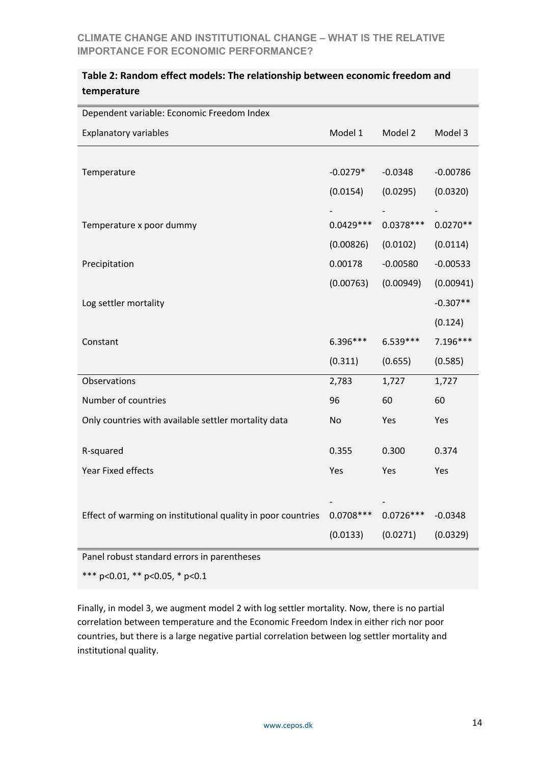**Table 2: Random effect models: The relationship between economic freedom and temperature**

| Dependent variable: Economic Freedom Index | | | |
|---|---|---|---|
| Explanatory variables | Model 1 | Model 2 | Model 3 |
| Temperature | -0.0279* | -0.0348 | -0.00786 |
| | (0.0154) | (0.0295) | (0.0320) |
| Temperature x poor dummy | -0.0429*** | -0.0378*** | -0.0270** |
| | (0.00826) | (0.0102) | (0.0114) |
| Precipitation | 0.00178 | -0.00580 | -0.00533 |
| | (0.00763) | (0.00949) | (0.00941) |
| Log settler mortality | | | -0.307** |
| | | | (0.124) |
| Constant | 6.396*** | 6.539*** | 7.196*** |
| | (0.311) | (0.655) | (0.585) |
| Observations | 2,783 | 1,727 | 1,727 |
| Number of countries | 96 | 60 | 60 |
| Only countries with available settler mortality data | No | Yes | Yes |
| R-squared | 0.355 | 0.300 | 0.374 |
| Year Fixed effects | Yes | Yes | Yes |
| Effect of warming on institutional quality in poor countries | -0.0708*** | -0.0726*** | -0.0348 |
| | (0.0133) | (0.0271) | (0.0329) |

Panel robust standard errors in parentheses

*** p<0.01, ** p<0.05, * p<0.1

Finally, in model 3, we augment model 2 with log settler mortality. Now, there is no partial correlation between temperature and the Economic Freedom Index in either rich nor poor countries, but there is a large negative partial correlation between log settler mortality and institutional quality.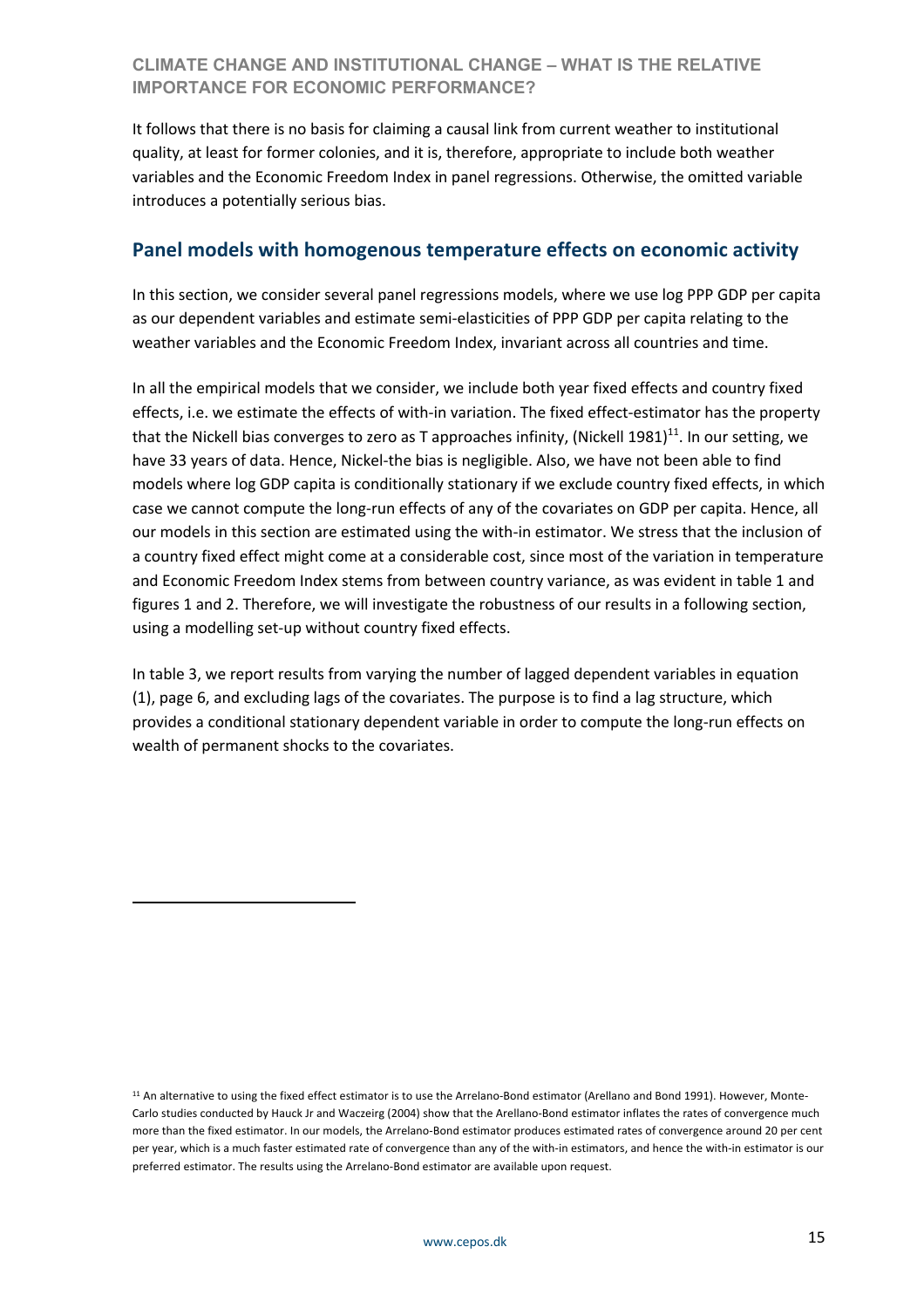It follows that there is no basis for claiming a causal link from current weather to institutional quality, at least for former colonies, and it is, therefore, appropriate to include both weather variables and the Economic Freedom Index in panel regressions. Otherwise, the omitted variable introduces a potentially serious bias.

## Panel models with homogenous temperature effects on economic activity

In this section, we consider several panel regressions models, where we use log PPP GDP per capita as our dependent variables and estimate semi-elasticities of PPP GDP per capita relating to the weather variables and the Economic Freedom Index, invariant across all countries and time.

In all the empirical models that we consider, we include both year fixed effects and country fixed effects, i.e. we estimate the effects of with-in variation. The fixed effect-estimator has the property that the Nickell bias converges to zero as T approaches infinity, (Nickell 1981)[11]. In our setting, we have 33 years of data. Hence, Nickel-the bias is negligible. Also, we have not been able to find models where log GDP capita is conditionally stationary if we exclude country fixed effects, in which case we cannot compute the long-run effects of any of the covariates on GDP per capita. Hence, all our models in this section are estimated using the with-in estimator. We stress that the inclusion of a country fixed effect might come at a considerable cost, since most of the variation in temperature and Economic Freedom Index stems from between country variance, as was evident in table 1 and figures 1 and 2. Therefore, we will investigate the robustness of our results in a following section, using a modelling set-up without country fixed effects.

In table 3, we report results from varying the number of lagged dependent variables in equation (1), page 6, and excluding lags of the covariates. The purpose is to find a lag structure, which provides a conditional stationary dependent variable in order to compute the long-run effects on wealth of permanent shocks to the covariates.

[11] An alternative to using the fixed effect estimator is to use the Arrelano-Bond estimator (Arellano and Bond 1991). However, Monte-Carlo studies conducted by Hauck Jr and Waczeirg (2004) show that the Arellano-Bond estimator inflates the rates of convergence much more than the fixed estimator. In our models, the Arrelano-Bond estimator produces estimated rates of convergence around 20 per cent per year, which is a much faster estimated rate of convergence than any of the with-in estimators, and hence the with-in estimator is our preferred estimator. The results using the Arrelano-Bond estimator are available upon request.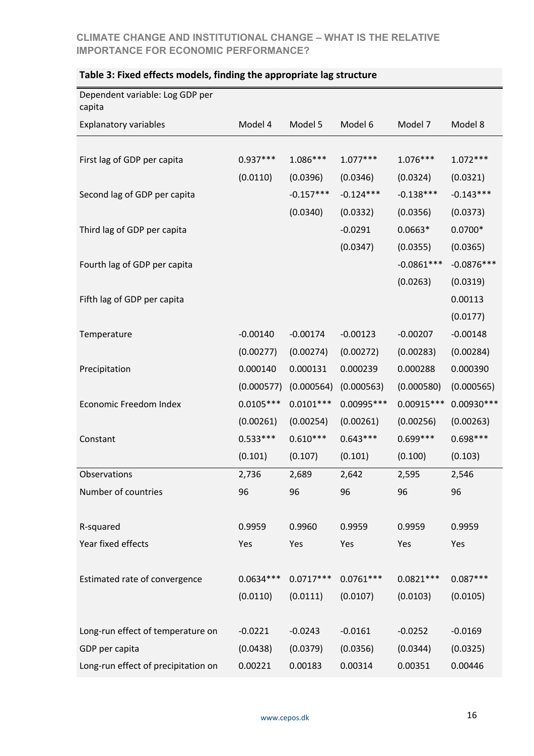**Table 3: Fixed effects models, finding the appropriate lag structure**

| Dependent variable: Log GDP per capita | | | | | |
|---|---|---|---|---|---|
| Explanatory variables | Model 4 | Model 5 | Model 6 | Model 7 | Model 8 |
| First lag of GDP per capita | 0.937*** | 1.086*** | 1.077*** | 1.076*** | 1.072*** |
| | (0.0110) | (0.0396) | (0.0346) | (0.0324) | (0.0321) |
| Second lag of GDP per capita | | -0.157*** | -0.124*** | -0.138*** | -0.143*** |
| | | (0.0340) | (0.0332) | (0.0356) | (0.0373) |
| Third lag of GDP per capita | | | -0.0291 | 0.0663* | 0.0700* |
| | | | (0.0347) | (0.0355) | (0.0365) |
| Fourth lag of GDP per capita | | | | -0.0861*** | -0.0876*** |
| | | | | (0.0263) | (0.0319) |
| Fifth lag of GDP per capita | | | | | 0.00113 |
| | | | | | (0.0177) |
| Temperature | -0.00140 | -0.00174 | -0.00123 | -0.00207 | -0.00148 |
| | (0.00277) | (0.00274) | (0.00272) | (0.00283) | (0.00284) |
| Precipitation | 0.000140 | 0.000131 | 0.000239 | 0.000288 | 0.000390 |
| | (0.000577) | (0.000564) | (0.000563) | (0.000580) | (0.000565) |
| Economic Freedom Index | 0.0105*** | 0.0101*** | 0.00995*** | 0.00915*** | 0.00930*** |
| | (0.00261) | (0.00254) | (0.00261) | (0.00256) | (0.00263) |
| Constant | 0.533*** | 0.610*** | 0.643*** | 0.699*** | 0.698*** |
| | (0.101) | (0.107) | (0.101) | (0.100) | (0.103) |
| Observations | 2,736 | 2,689 | 2,642 | 2,595 | 2,546 |
| Number of countries | 96 | 96 | 96 | 96 | 96 |
| R-squared | 0.9959 | 0.9960 | 0.9959 | 0.9959 | 0.9959 |
| Year fixed effects | Yes | Yes | Yes | Yes | Yes |
| Estimated rate of convergence | 0.0634*** | 0.0717*** | 0.0761*** | 0.0821*** | 0.087*** |
| | (0.0110) | (0.0111) | (0.0107) | (0.0103) | (0.0105) |
| Long-run effect of temperature on GDP per capita | -0.0221 | -0.0243 | -0.0161 | -0.0252 | -0.0169 |
| | (0.0438) | (0.0379) | (0.0356) | (0.0344) | (0.0325) |
| Long-run effect of precipitation on | 0.00221 | 0.00183 | 0.00314 | 0.00351 | 0.00446 |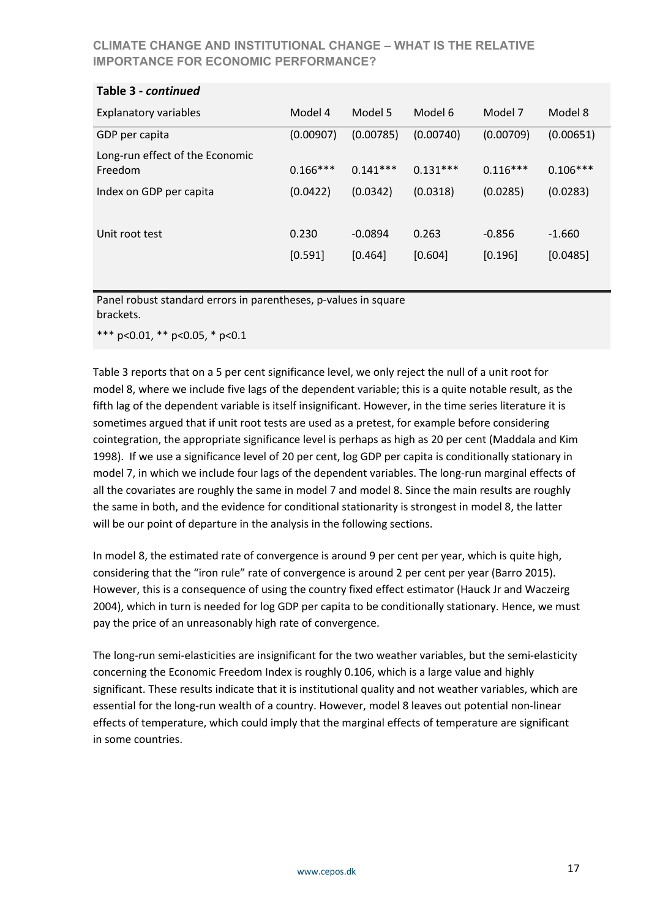**Table 3 - *continued***

| Explanatory variables | Model 4 | Model 5 | Model 6 | Model 7 | Model 8 |
|---|---|---|---|---|---|
| GDP per capita | (0.00907) | (0.00785) | (0.00740) | (0.00709) | (0.00651) |
| Long-run effect of the Economic Freedom | 0.166*** | 0.141*** | 0.131*** | 0.116*** | 0.106*** |
| Index on GDP per capita | (0.0422) | (0.0342) | (0.0318) | (0.0285) | (0.0283) |
| | | | | | |
| Unit root test | 0.230 | -0.0894 | 0.263 | -0.856 | -1.660 |
| | [0.591] | [0.464] | [0.604] | [0.196] | [0.0485] |

Panel robust standard errors in parentheses, p-values in square brackets.

*** p<0.01, ** p<0.05, * p<0.1

Table 3 reports that on a 5 per cent significance level, we only reject the null of a unit root for model 8, where we include five lags of the dependent variable; this is a quite notable result, as the fifth lag of the dependent variable is itself insignificant. However, in the time series literature it is sometimes argued that if unit root tests are used as a pretest, for example before considering cointegration, the appropriate significance level is perhaps as high as 20 per cent (Maddala and Kim 1998). If we use a significance level of 20 per cent, log GDP per capita is conditionally stationary in model 7, in which we include four lags of the dependent variables. The long-run marginal effects of all the covariates are roughly the same in model 7 and model 8. Since the main results are roughly the same in both, and the evidence for conditional stationarity is strongest in model 8, the latter will be our point of departure in the analysis in the following sections.

In model 8, the estimated rate of convergence is around 9 per cent per year, which is quite high, considering that the "iron rule" rate of convergence is around 2 per cent per year (Barro 2015). However, this is a consequence of using the country fixed effect estimator (Hauck Jr and Waczeirg 2004), which in turn is needed for log GDP per capita to be conditionally stationary. Hence, we must pay the price of an unreasonably high rate of convergence.

The long-run semi-elasticities are insignificant for the two weather variables, but the semi-elasticity concerning the Economic Freedom Index is roughly 0.106, which is a large value and highly significant. These results indicate that it is institutional quality and not weather variables, which are essential for the long-run wealth of a country. However, model 8 leaves out potential non-linear effects of temperature, which could imply that the marginal effects of temperature are significant in some countries.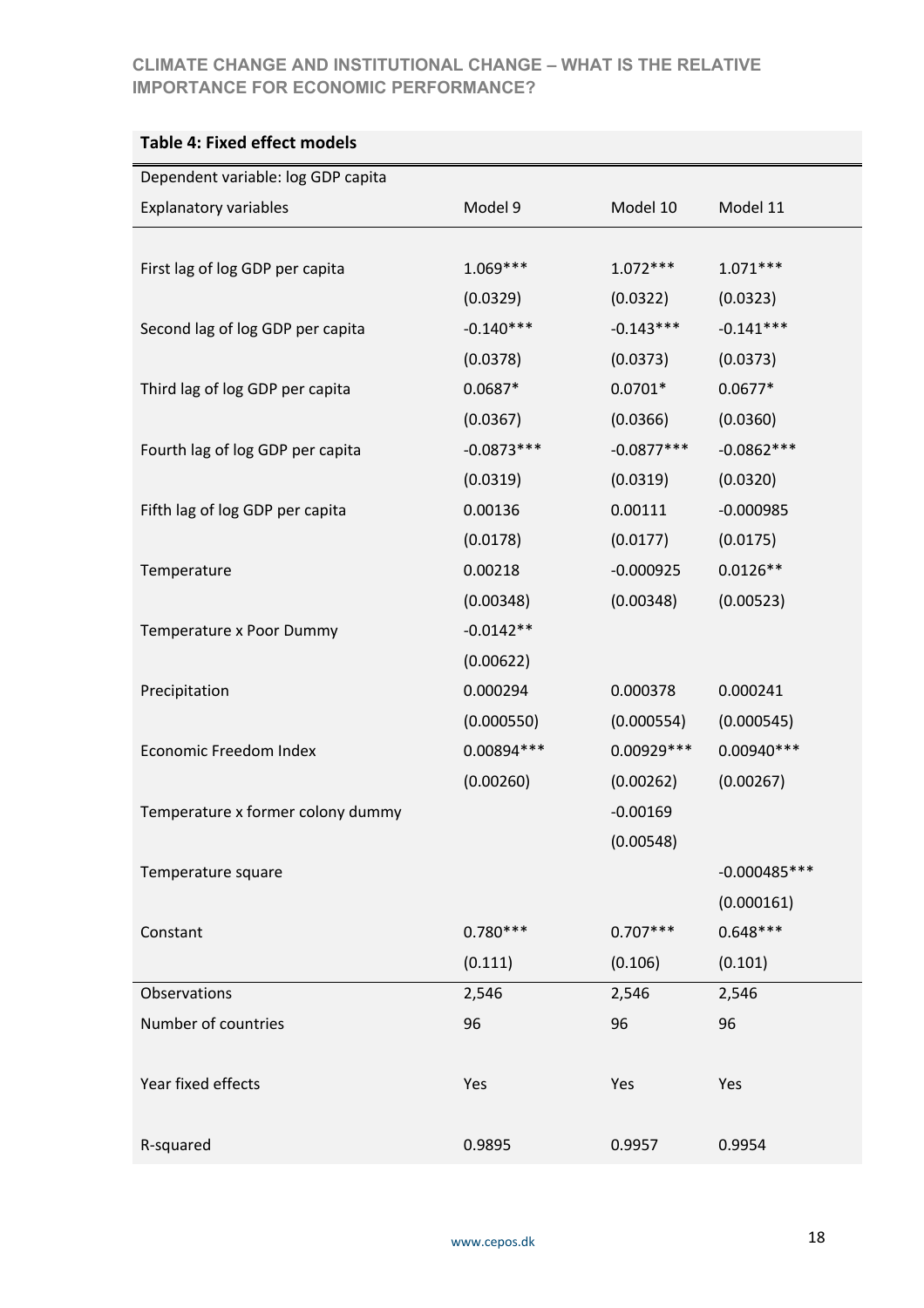**Table 4: Fixed effect models**

| Dependent variable: log GDP capita | | | |
|---|---|---|---|
| Explanatory variables | Model 9 | Model 10 | Model 11 |
| First lag of log GDP per capita | 1.069*** | 1.072*** | 1.071*** |
| | (0.0329) | (0.0322) | (0.0323) |
| Second lag of log GDP per capita | -0.140*** | -0.143*** | -0.141*** |
| | (0.0378) | (0.0373) | (0.0373) |
| Third lag of log GDP per capita | 0.0687* | 0.0701* | 0.0677* |
| | (0.0367) | (0.0366) | (0.0360) |
| Fourth lag of log GDP per capita | -0.0873*** | -0.0877*** | -0.0862*** |
| | (0.0319) | (0.0319) | (0.0320) |
| Fifth lag of log GDP per capita | 0.00136 | 0.00111 | -0.000985 |
| | (0.0178) | (0.0177) | (0.0175) |
| Temperature | 0.00218 | -0.000925 | 0.0126** |
| | (0.00348) | (0.00348) | (0.00523) |
| Temperature x Poor Dummy | -0.0142** | | |
| | (0.00622) | | |
| Precipitation | 0.000294 | 0.000378 | 0.000241 |
| | (0.000550) | (0.000554) | (0.000545) |
| Economic Freedom Index | 0.00894*** | 0.00929*** | 0.00940*** |
| | (0.00260) | (0.00262) | (0.00267) |
| Temperature x former colony dummy | | -0.00169 | |
| | | (0.00548) | |
| Temperature square | | | -0.000485*** |
| | | | (0.000161) |
| Constant | 0.780*** | 0.707*** | 0.648*** |
| | (0.111) | (0.106) | (0.101) |
| Observations | 2,546 | 2,546 | 2,546 |
| Number of countries | 96 | 96 | 96 |
| Year fixed effects | Yes | Yes | Yes |
| R-squared | 0.9895 | 0.9957 | 0.9954 |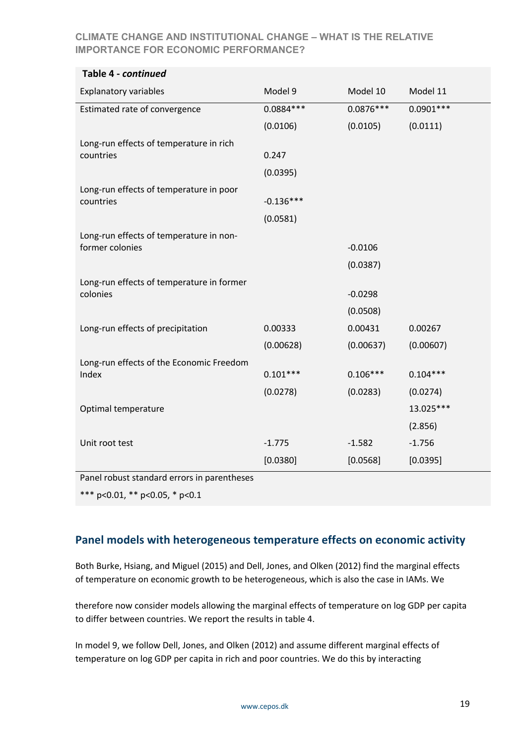**Table 4 - *continued***

| Explanatory variables | Model 9 | Model 10 | Model 11 |
|---|---|---|---|
| Estimated rate of convergence | 0.0884*** | 0.0876*** | 0.0901*** |
| | (0.0106) | (0.0105) | (0.0111) |
| Long-run effects of temperature in rich countries | 0.247 | | |
| | (0.0395) | | |
| Long-run effects of temperature in poor countries | -0.136*** | | |
| | (0.0581) | | |
| Long-run effects of temperature in non-former colonies | | -0.0106 | |
| | | (0.0387) | |
| Long-run effects of temperature in former colonies | | -0.0298 | |
| | | (0.0508) | |
| Long-run effects of precipitation | 0.00333 | 0.00431 | 0.00267 |
| | (0.00628) | (0.00637) | (0.00607) |
| Long-run effects of the Economic Freedom Index | 0.101*** | 0.106*** | 0.104*** |
| | (0.0278) | (0.0283) | (0.0274) |
| Optimal temperature | | | 13.025*** |
| | | | (2.856) |
| Unit root test | -1.775 | -1.582 | -1.756 |
| | [0.0380] | [0.0568] | [0.0395] |

Panel robust standard errors in parentheses

*** p<0.01, ** p<0.05, * p<0.1

## Panel models with heterogeneous temperature effects on economic activity

Both Burke, Hsiang, and Miguel (2015) and Dell, Jones, and Olken (2012) find the marginal effects of temperature on economic growth to be heterogeneous, which is also the case in IAMs. We therefore now consider models allowing the marginal effects of temperature on log GDP per capita to differ between countries. We report the results in table 4.

In model 9, we follow Dell, Jones, and Olken (2012) and assume different marginal effects of temperature on log GDP per capita in rich and poor countries. We do this by interacting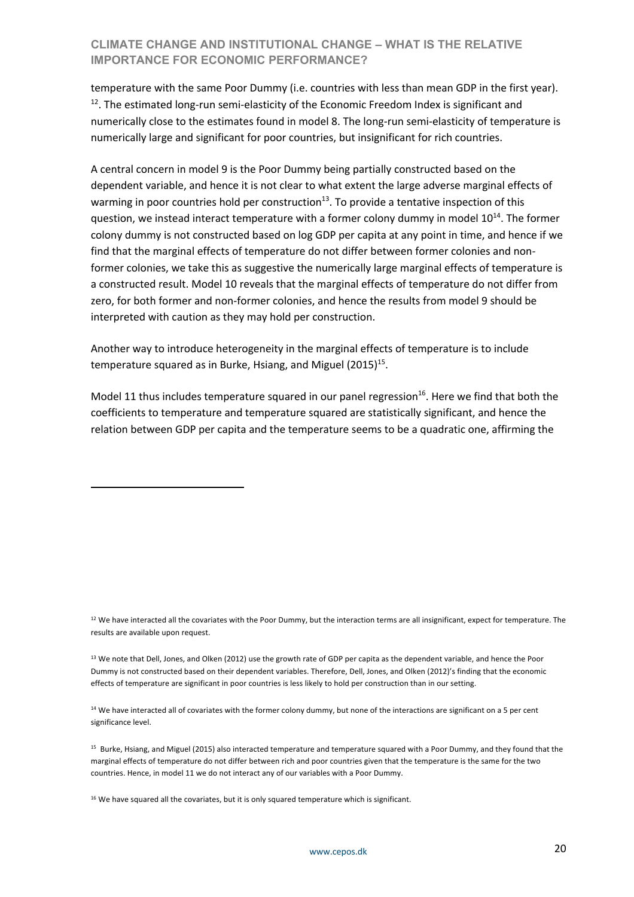temperature with the same Poor Dummy (i.e. countries with less than mean GDP in the first year). [12]. The estimated long-run semi-elasticity of the Economic Freedom Index is significant and numerically close to the estimates found in model 8. The long-run semi-elasticity of temperature is numerically large and significant for poor countries, but insignificant for rich countries.

A central concern in model 9 is the Poor Dummy being partially constructed based on the dependent variable, and hence it is not clear to what extent the large adverse marginal effects of warming in poor countries hold per construction[13]. To provide a tentative inspection of this question, we instead interact temperature with a former colony dummy in model 10[14]. The former colony dummy is not constructed based on log GDP per capita at any point in time, and hence if we find that the marginal effects of temperature do not differ between former colonies and non-former colonies, we take this as suggestive the numerically large marginal effects of temperature is a constructed result. Model 10 reveals that the marginal effects of temperature do not differ from zero, for both former and non-former colonies, and hence the results from model 9 should be interpreted with caution as they may hold per construction.

Another way to introduce heterogeneity in the marginal effects of temperature is to include temperature squared as in Burke, Hsiang, and Miguel (2015)[15].

Model 11 thus includes temperature squared in our panel regression[16]. Here we find that both the coefficients to temperature and temperature squared are statistically significant, and hence the relation between GDP per capita and the temperature seems to be a quadratic one, affirming the

---

[12] We have interacted all the covariates with the Poor Dummy, but the interaction terms are all insignificant, expect for temperature. The results are available upon request.

[13] We note that Dell, Jones, and Olken (2012) use the growth rate of GDP per capita as the dependent variable, and hence the Poor Dummy is not constructed based on their dependent variables. Therefore, Dell, Jones, and Olken (2012)'s finding that the economic effects of temperature are significant in poor countries is less likely to hold per construction than in our setting.

[14] We have interacted all of covariates with the former colony dummy, but none of the interactions are significant on a 5 per cent significance level.

[15] Burke, Hsiang, and Miguel (2015) also interacted temperature and temperature squared with a Poor Dummy, and they found that the marginal effects of temperature do not differ between rich and poor countries given that the temperature is the same for the two countries. Hence, in model 11 we do not interact any of our variables with a Poor Dummy.

[16] We have squared all the covariates, but it is only squared temperature which is significant.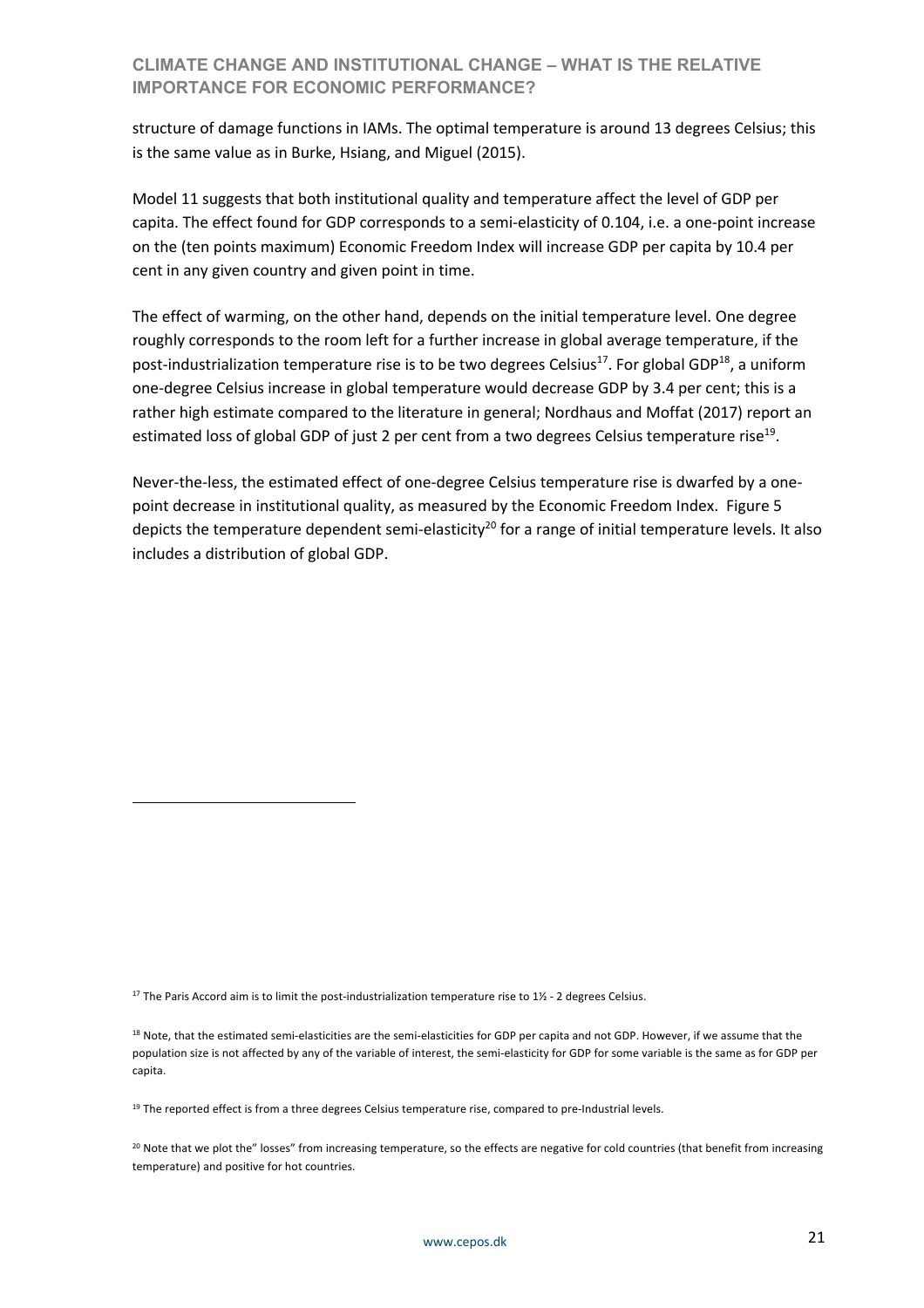structure of damage functions in IAMs. The optimal temperature is around 13 degrees Celsius; this is the same value as in Burke, Hsiang, and Miguel (2015).

Model 11 suggests that both institutional quality and temperature affect the level of GDP per capita. The effect found for GDP corresponds to a semi-elasticity of 0.104, i.e. a one-point increase on the (ten points maximum) Economic Freedom Index will increase GDP per capita by 10.4 per cent in any given country and given point in time.

The effect of warming, on the other hand, depends on the initial temperature level. One degree roughly corresponds to the room left for a further increase in global average temperature, if the post-industrialization temperature rise is to be two degrees Celsius[17]. For global GDP[18], a uniform one-degree Celsius increase in global temperature would decrease GDP by 3.4 per cent; this is a rather high estimate compared to the literature in general; Nordhaus and Moffat (2017) report an estimated loss of global GDP of just 2 per cent from a two degrees Celsius temperature rise[19].

Never-the-less, the estimated effect of one-degree Celsius temperature rise is dwarfed by a one-point decrease in institutional quality, as measured by the Economic Freedom Index. Figure 5 depicts the temperature dependent semi-elasticity[20] for a range of initial temperature levels. It also includes a distribution of global GDP.

---

[17] The Paris Accord aim is to limit the post-industrialization temperature rise to 1½ - 2 degrees Celsius.

[18] Note, that the estimated semi-elasticities are the semi-elasticities for GDP per capita and not GDP. However, if we assume that the population size is not affected by any of the variable of interest, the semi-elasticity for GDP for some variable is the same as for GDP per capita.

[19] The reported effect is from a three degrees Celsius temperature rise, compared to pre-Industrial levels.

[20] Note that we plot the" losses" from increasing temperature, so the effects are negative for cold countries (that benefit from increasing temperature) and positive for hot countries.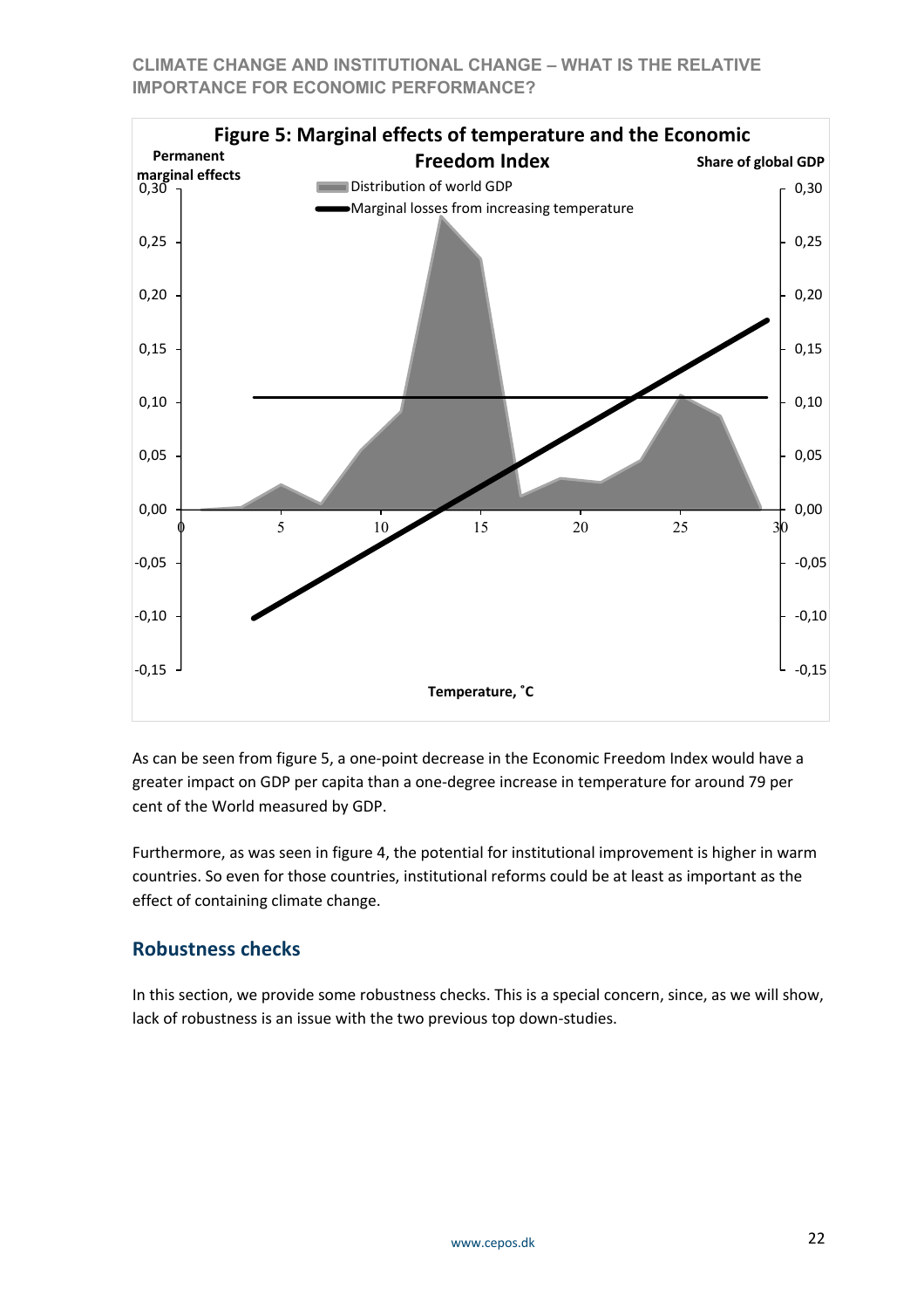**Figure 5: Marginal effects of temperature and the Economic Freedom Index**

As can be seen from figure 5, a one-point decrease in the Economic Freedom Index would have a greater impact on GDP per capita than a one-degree increase in temperature for around 79 per cent of the World measured by GDP.

Furthermore, as was seen in figure 4, the potential for institutional improvement is higher in warm countries. So even for those countries, institutional reforms could be at least as important as the effect of containing climate change.

## Robustness checks

In this section, we provide some robustness checks. This is a special concern, since, as we will show, lack of robustness is an issue with the two previous top down-studies.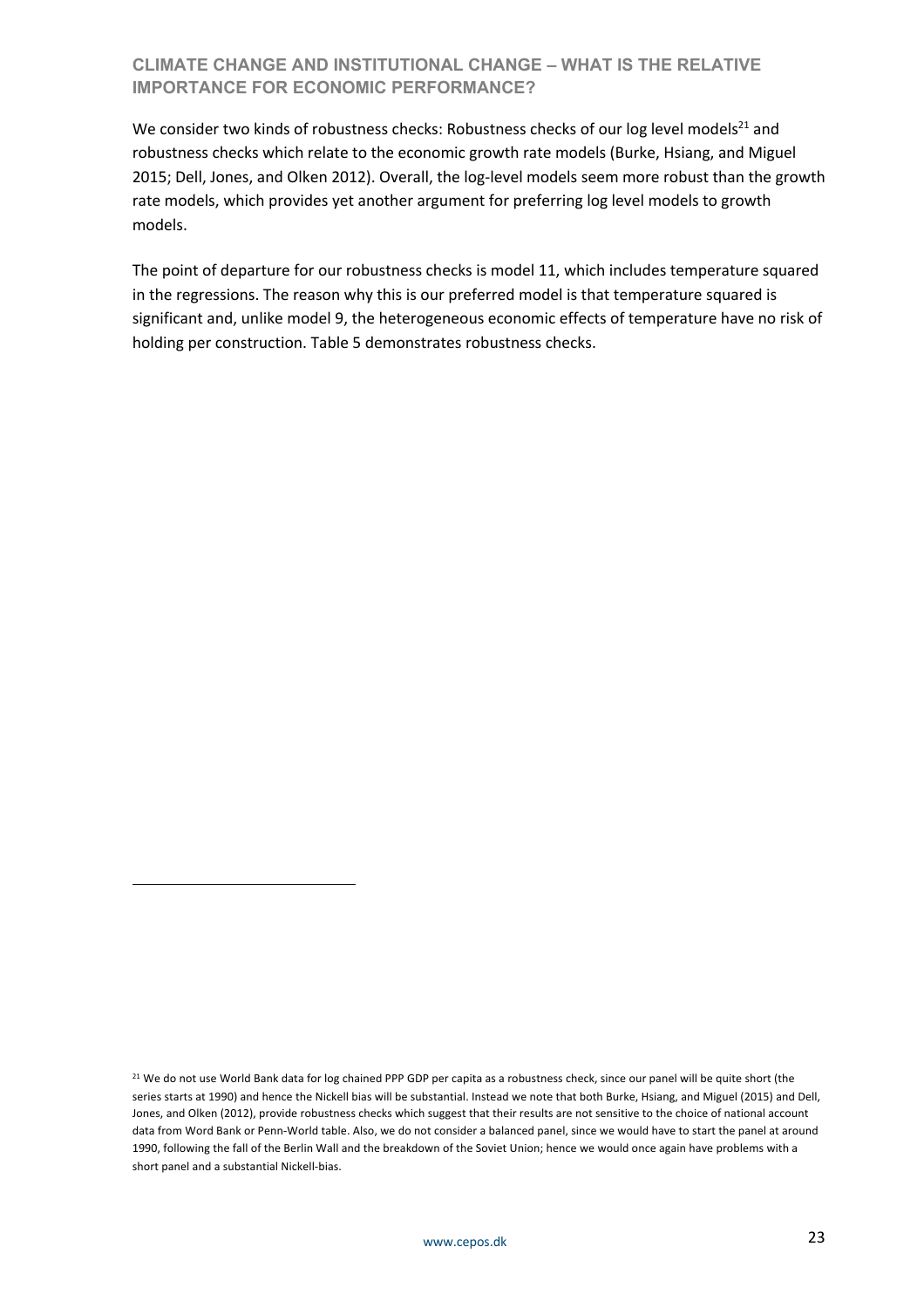We consider two kinds of robustness checks: Robustness checks of our log level models[21] and robustness checks which relate to the economic growth rate models (Burke, Hsiang, and Miguel 2015; Dell, Jones, and Olken 2012). Overall, the log-level models seem more robust than the growth rate models, which provides yet another argument for preferring log level models to growth models.

The point of departure for our robustness checks is model 11, which includes temperature squared in the regressions. The reason why this is our preferred model is that temperature squared is significant and, unlike model 9, the heterogeneous economic effects of temperature have no risk of holding per construction. Table 5 demonstrates robustness checks.

[21] We do not use World Bank data for log chained PPP GDP per capita as a robustness check, since our panel will be quite short (the series starts at 1990) and hence the Nickell bias will be substantial. Instead we note that both Burke, Hsiang, and Miguel (2015) and Dell, Jones, and Olken (2012), provide robustness checks which suggest that their results are not sensitive to the choice of national account data from Word Bank or Penn-World table. Also, we do not consider a balanced panel, since we would have to start the panel at around 1990, following the fall of the Berlin Wall and the breakdown of the Soviet Union; hence we would once again have problems with a short panel and a substantial Nickell-bias.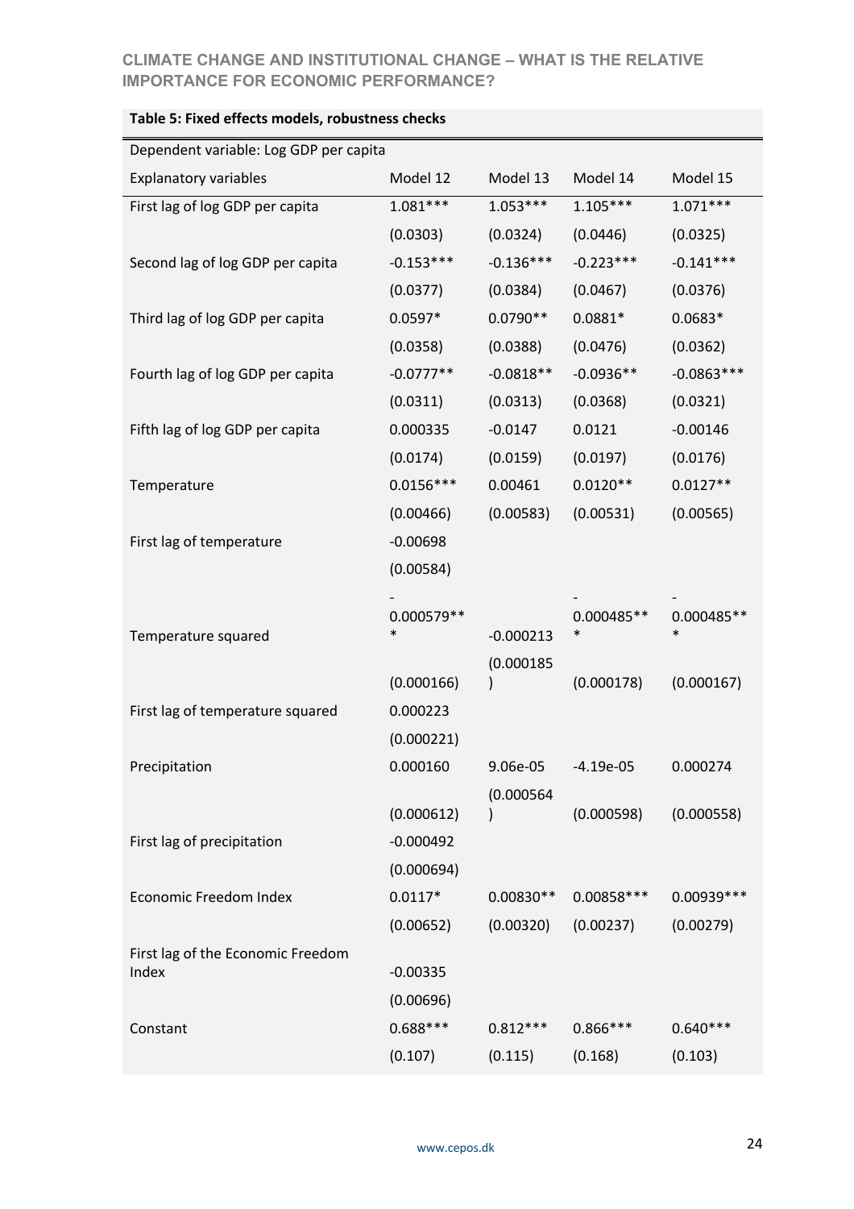**Table 5: Fixed effects models, robustness checks**

| Dependent variable: Log GDP per capita | | | | |
|---|---|---|---|---|
| Explanatory variables | Model 12 | Model 13 | Model 14 | Model 15 |
| First lag of log GDP per capita | 1.081*** | 1.053*** | 1.105*** | 1.071*** |
| | (0.0303) | (0.0324) | (0.0446) | (0.0325) |
| Second lag of log GDP per capita | -0.153*** | -0.136*** | -0.223*** | -0.141*** |
| | (0.0377) | (0.0384) | (0.0467) | (0.0376) |
| Third lag of log GDP per capita | 0.0597* | 0.0790** | 0.0881* | 0.0683* |
| | (0.0358) | (0.0388) | (0.0476) | (0.0362) |
| Fourth lag of log GDP per capita | -0.0777** | -0.0818** | -0.0936** | -0.0863*** |
| | (0.0311) | (0.0313) | (0.0368) | (0.0321) |
| Fifth lag of log GDP per capita | 0.000335 | -0.0147 | 0.0121 | -0.00146 |
| | (0.0174) | (0.0159) | (0.0197) | (0.0176) |
| Temperature | 0.0156*** | 0.00461 | 0.0120** | 0.0127** |
| | (0.00466) | (0.00583) | (0.00531) | (0.00565) |
| First lag of temperature | -0.00698 | | | |
| | (0.00584) | | | |
| Temperature squared | -0.000579*** | -0.000213 | -0.000485*** | -0.000485*** |
| | (0.000166) | (0.000185) | (0.000178) | (0.000167) |
| First lag of temperature squared | 0.000223 | | | |
| | (0.000221) | | | |
| Precipitation | 0.000160 | 9.06e-05 | -4.19e-05 | 0.000274 |
| | (0.000612) | (0.000564) | (0.000598) | (0.000558) |
| First lag of precipitation | -0.000492 | | | |
| | (0.000694) | | | |
| Economic Freedom Index | 0.0117* | 0.00830** | 0.00858*** | 0.00939*** |
| | (0.00652) | (0.00320) | (0.00237) | (0.00279) |
| First lag of the Economic Freedom Index | -0.00335 | | | |
| | (0.00696) | | | |
| Constant | 0.688*** | 0.812*** | 0.866*** | 0.640*** |
| | (0.107) | (0.115) | (0.168) | (0.103) |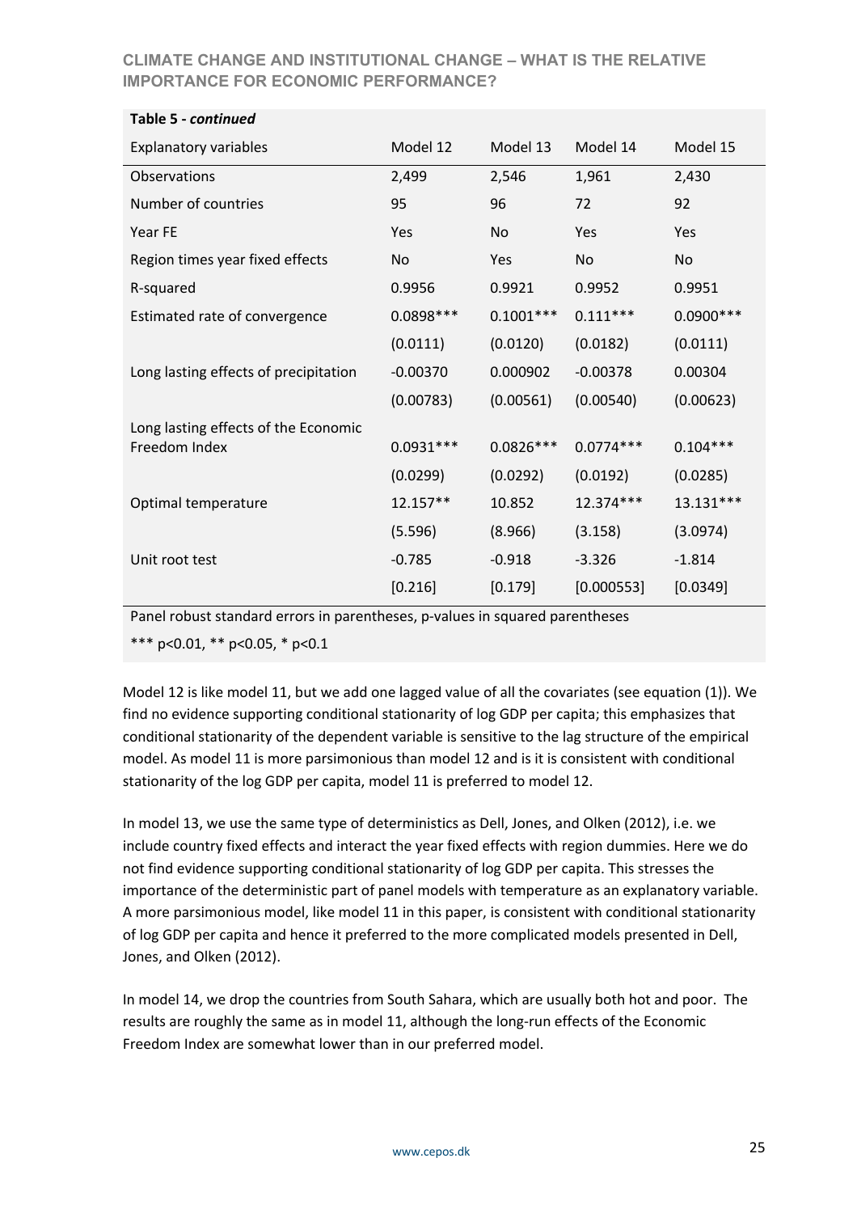**Table 5 - *continued***

| Explanatory variables | Model 12 | Model 13 | Model 14 | Model 15 |
|---|---|---|---|---|
| Observations | 2,499 | 2,546 | 1,961 | 2,430 |
| Number of countries | 95 | 96 | 72 | 92 |
| Year FE | Yes | No | Yes | Yes |
| Region times year fixed effects | No | Yes | No | No |
| R-squared | 0.9956 | 0.9921 | 0.9952 | 0.9951 |
| Estimated rate of convergence | 0.0898*** | 0.1001*** | 0.111*** | 0.0900*** |
| | (0.0111) | (0.0120) | (0.0182) | (0.0111) |
| Long lasting effects of precipitation | -0.00370 | 0.000902 | -0.00378 | 0.00304 |
| | (0.00783) | (0.00561) | (0.00540) | (0.00623) |
| Long lasting effects of the Economic Freedom Index | 0.0931*** | 0.0826*** | 0.0774*** | 0.104*** |
| | (0.0299) | (0.0292) | (0.0192) | (0.0285) |
| Optimal temperature | 12.157** | 10.852 | 12.374*** | 13.131*** |
| | (5.596) | (8.966) | (3.158) | (3.0974) |
| Unit root test | -0.785 | -0.918 | -3.326 | -1.814 |
| | [0.216] | [0.179] | [0.000553] | [0.0349] |

Panel robust standard errors in parentheses, p-values in squared parentheses

*** p<0.01, ** p<0.05, * p<0.1

Model 12 is like model 11, but we add one lagged value of all the covariates (see equation (1)). We find no evidence supporting conditional stationarity of log GDP per capita; this emphasizes that conditional stationarity of the dependent variable is sensitive to the lag structure of the empirical model. As model 11 is more parsimonious than model 12 and is it is consistent with conditional stationarity of the log GDP per capita, model 11 is preferred to model 12.

In model 13, we use the same type of deterministics as Dell, Jones, and Olken (2012), i.e. we include country fixed effects and interact the year fixed effects with region dummies. Here we do not find evidence supporting conditional stationarity of log GDP per capita. This stresses the importance of the deterministic part of panel models with temperature as an explanatory variable. A more parsimonious model, like model 11 in this paper, is consistent with conditional stationarity of log GDP per capita and hence it preferred to the more complicated models presented in Dell, Jones, and Olken (2012).

In model 14, we drop the countries from South Sahara, which are usually both hot and poor. The results are roughly the same as in model 11, although the long-run effects of the Economic Freedom Index are somewhat lower than in our preferred model.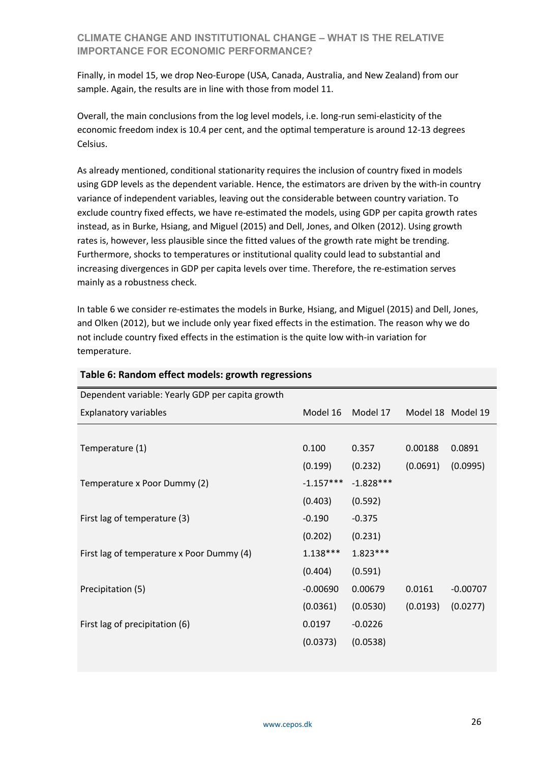Finally, in model 15, we drop Neo-Europe (USA, Canada, Australia, and New Zealand) from our sample. Again, the results are in line with those from model 11.

Overall, the main conclusions from the log level models, i.e. long-run semi-elasticity of the economic freedom index is 10.4 per cent, and the optimal temperature is around 12-13 degrees Celsius.

As already mentioned, conditional stationarity requires the inclusion of country fixed in models using GDP levels as the dependent variable. Hence, the estimators are driven by the with-in country variance of independent variables, leaving out the considerable between country variation. To exclude country fixed effects, we have re-estimated the models, using GDP per capita growth rates instead, as in Burke, Hsiang, and Miguel (2015) and Dell, Jones, and Olken (2012). Using growth rates is, however, less plausible since the fitted values of the growth rate might be trending. Furthermore, shocks to temperatures or institutional quality could lead to substantial and increasing divergences in GDP per capita levels over time. Therefore, the re-estimation serves mainly as a robustness check.

In table 6 we consider re-estimates the models in Burke, Hsiang, and Miguel (2015) and Dell, Jones, and Olken (2012), but we include only year fixed effects in the estimation. The reason why we do not include country fixed effects in the estimation is the quite low with-in variation for temperature.

**Table 6: Random effect models: growth regressions**

| Dependent variable: Yearly GDP per capita growth | | | | |
|---|---|---|---|---|
| Explanatory variables | Model 16 | Model 17 | Model 18 | Model 19 |
| Temperature (1) | 0.100 | 0.357 | 0.00188 | 0.0891 |
| | (0.199) | (0.232) | (0.0691) | (0.0995) |
| Temperature x Poor Dummy (2) | -1.157*** | -1.828*** | | |
| | (0.403) | (0.592) | | |
| First lag of temperature (3) | -0.190 | -0.375 | | |
| | (0.202) | (0.231) | | |
| First lag of temperature x Poor Dummy (4) | 1.138*** | 1.823*** | | |
| | (0.404) | (0.591) | | |
| Precipitation (5) | -0.00690 | 0.00679 | 0.0161 | -0.00707 |
| | (0.0361) | (0.0530) | (0.0193) | (0.0277) |
| First lag of precipitation (6) | 0.0197 | -0.0226 | | |
| | (0.0373) | (0.0538) | | |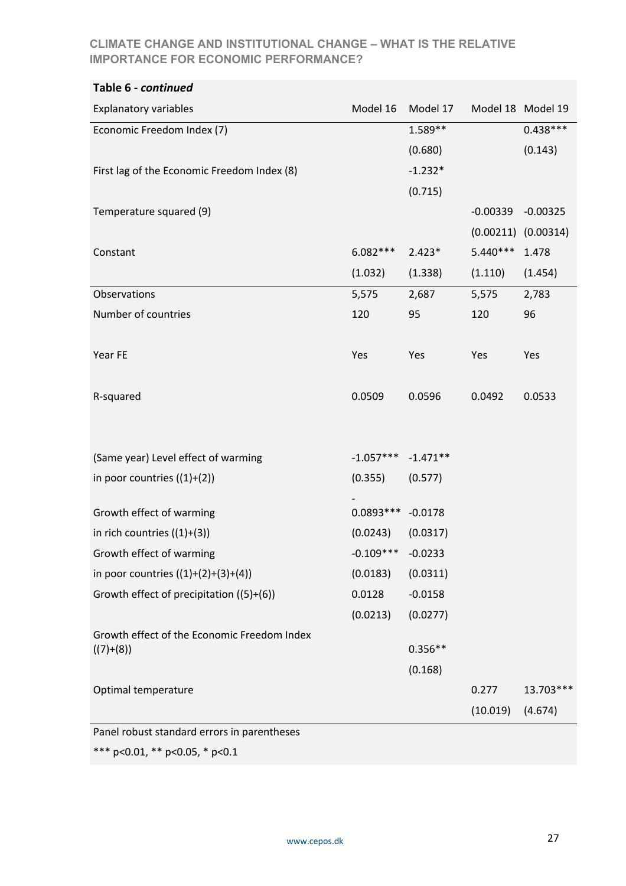**Table 6 - *continued***

| Explanatory variables | Model 16 | Model 17 | Model 18 | Model 19 |
|---|---|---|---|---|
| Economic Freedom Index (7) | | 1.589** | | 0.438*** |
| | | (0.680) | | (0.143) |
| First lag of the Economic Freedom Index (8) | | -1.232* | | |
| | | (0.715) | | |
| Temperature squared (9) | | | -0.00339 | -0.00325 |
| | | | (0.00211) | (0.00314) |
| Constant | 6.082*** | 2.423* | 5.440*** | 1.478 |
| | (1.032) | (1.338) | (1.110) | (1.454) |
| Observations | 5,575 | 2,687 | 5,575 | 2,783 |
| Number of countries | 120 | 95 | 120 | 96 |
| Year FE | Yes | Yes | Yes | Yes |
| R-squared | 0.0509 | 0.0596 | 0.0492 | 0.0533 |
| (Same year) Level effect of warming in poor countries ((1)+(2)) | -1.057*** | -1.471** | | |
| | (0.355) | (0.577) | | |
| Growth effect of warming in rich countries ((1)+(3)) | -0.0893*** | -0.0178 | | |
| | (0.0243) | (0.0317) | | |
| Growth effect of warming in poor countries ((1)+(2)+(3)+(4)) | -0.109*** | -0.0233 | | |
| | (0.0183) | (0.0311) | | |
| Growth effect of precipitation ((5)+(6)) | 0.0128 | -0.0158 | | |
| | (0.0213) | (0.0277) | | |
| Growth effect of the Economic Freedom Index ((7)+(8)) | | 0.356** | | |
| | | (0.168) | | |
| Optimal temperature | | | 0.277 | 13.703*** |
| | | | (10.019) | (4.674) |

Panel robust standard errors in parentheses

*** p<0.01, ** p<0.05, * p<0.1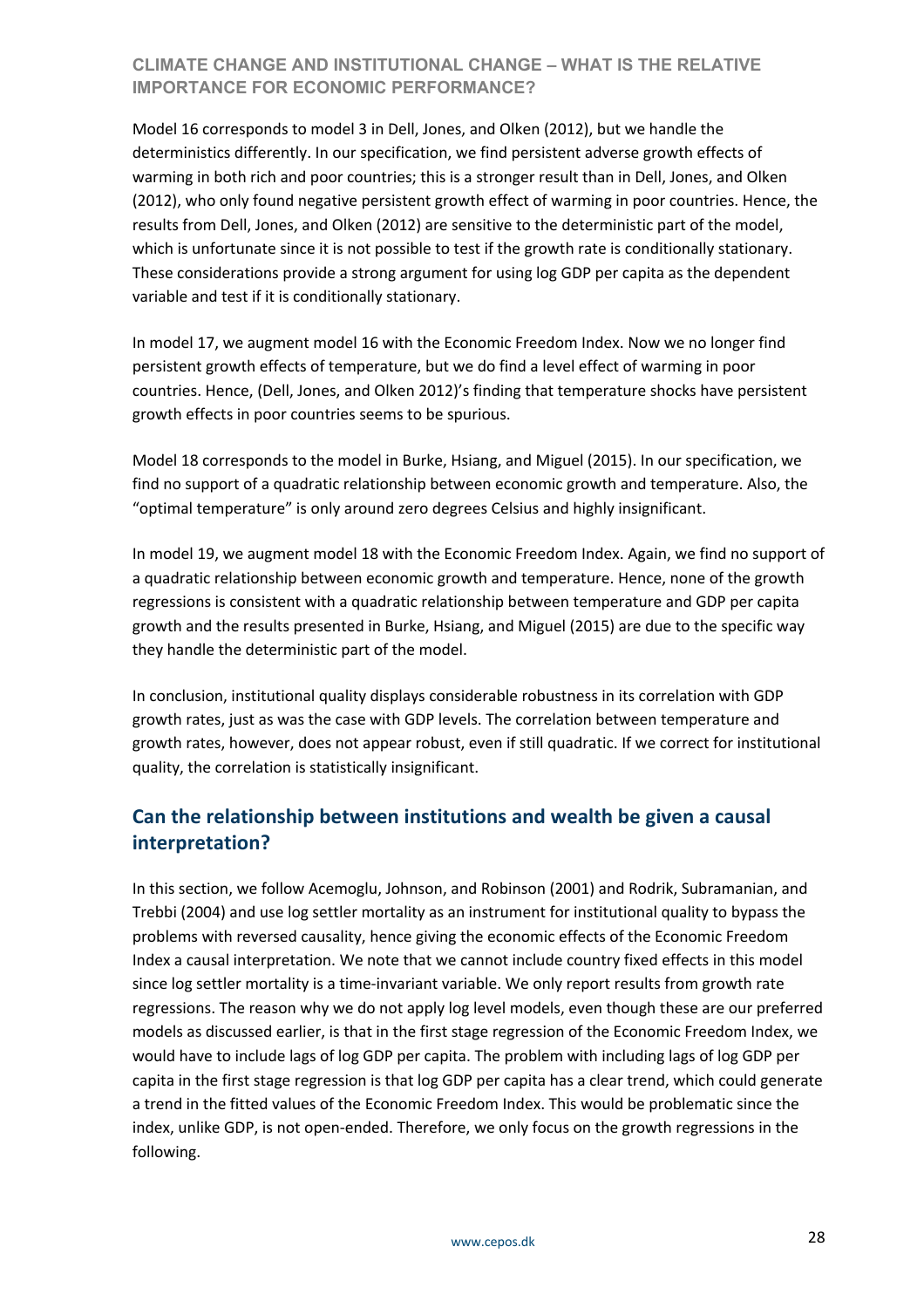Model 16 corresponds to model 3 in Dell, Jones, and Olken (2012), but we handle the deterministics differently. In our specification, we find persistent adverse growth effects of warming in both rich and poor countries; this is a stronger result than in Dell, Jones, and Olken (2012), who only found negative persistent growth effect of warming in poor countries. Hence, the results from Dell, Jones, and Olken (2012) are sensitive to the deterministic part of the model, which is unfortunate since it is not possible to test if the growth rate is conditionally stationary. These considerations provide a strong argument for using log GDP per capita as the dependent variable and test if it is conditionally stationary.

In model 17, we augment model 16 with the Economic Freedom Index. Now we no longer find persistent growth effects of temperature, but we do find a level effect of warming in poor countries. Hence, (Dell, Jones, and Olken 2012)'s finding that temperature shocks have persistent growth effects in poor countries seems to be spurious.

Model 18 corresponds to the model in Burke, Hsiang, and Miguel (2015). In our specification, we find no support of a quadratic relationship between economic growth and temperature. Also, the "optimal temperature" is only around zero degrees Celsius and highly insignificant.

In model 19, we augment model 18 with the Economic Freedom Index. Again, we find no support of a quadratic relationship between economic growth and temperature. Hence, none of the growth regressions is consistent with a quadratic relationship between temperature and GDP per capita growth and the results presented in Burke, Hsiang, and Miguel (2015) are due to the specific way they handle the deterministic part of the model.

In conclusion, institutional quality displays considerable robustness in its correlation with GDP growth rates, just as was the case with GDP levels. The correlation between temperature and growth rates, however, does not appear robust, even if still quadratic. If we correct for institutional quality, the correlation is statistically insignificant.

## Can the relationship between institutions and wealth be given a causal interpretation?

In this section, we follow Acemoglu, Johnson, and Robinson (2001) and Rodrik, Subramanian, and Trebbi (2004) and use log settler mortality as an instrument for institutional quality to bypass the problems with reversed causality, hence giving the economic effects of the Economic Freedom Index a causal interpretation. We note that we cannot include country fixed effects in this model since log settler mortality is a time-invariant variable. We only report results from growth rate regressions. The reason why we do not apply log level models, even though these are our preferred models as discussed earlier, is that in the first stage regression of the Economic Freedom Index, we would have to include lags of log GDP per capita. The problem with including lags of log GDP per capita in the first stage regression is that log GDP per capita has a clear trend, which could generate a trend in the fitted values of the Economic Freedom Index. This would be problematic since the index, unlike GDP, is not open-ended. Therefore, we only focus on the growth regressions in the following.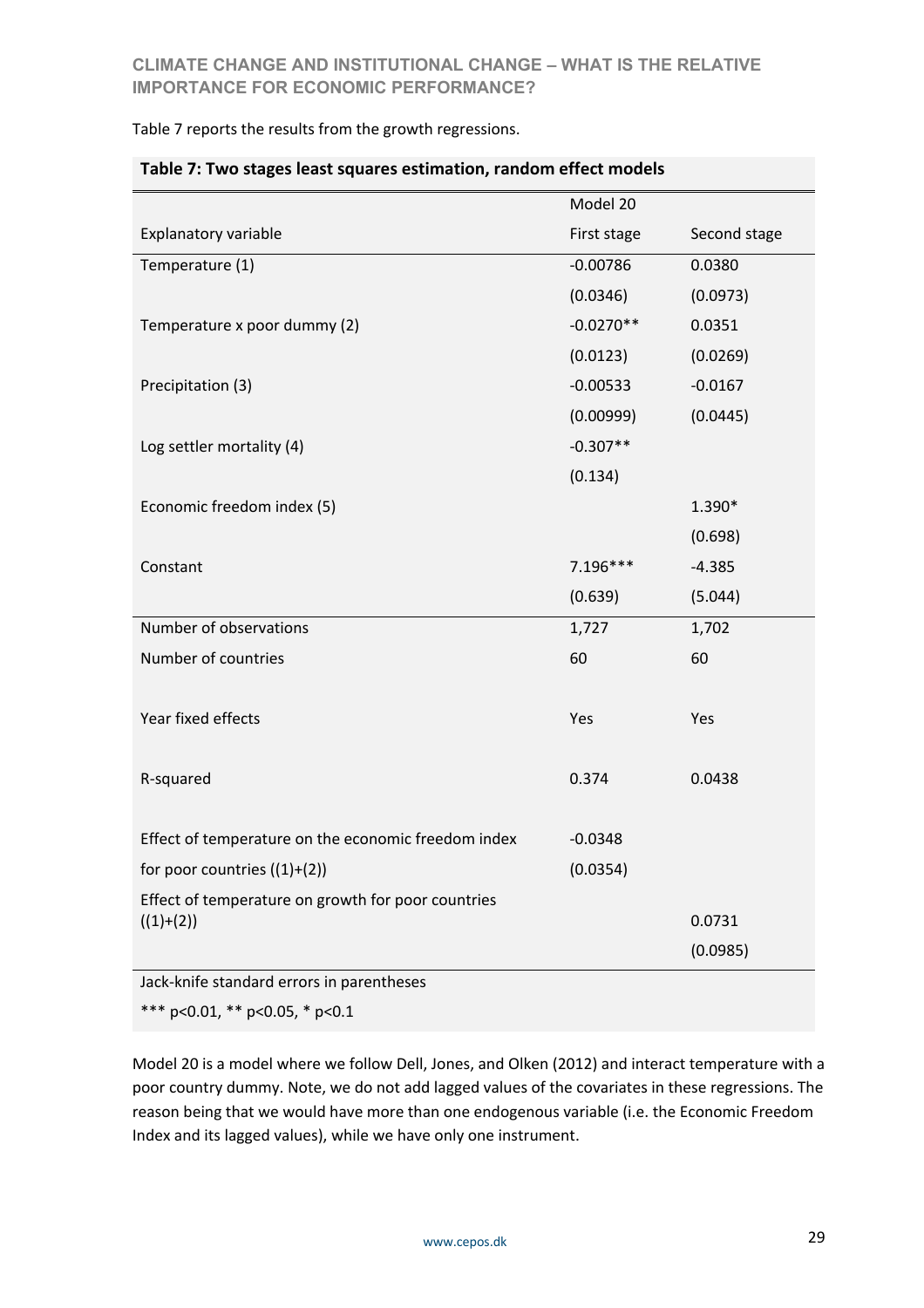Table 7 reports the results from the growth regressions.

**Table 7: Two stages least squares estimation, random effect models**

| | Model 20 | |
|---|---|---|
| Explanatory variable | First stage | Second stage |
| Temperature (1) | -0.00786 | 0.0380 |
| | (0.0346) | (0.0973) |
| Temperature x poor dummy (2) | -0.0270** | 0.0351 |
| | (0.0123) | (0.0269) |
| Precipitation (3) | -0.00533 | -0.0167 |
| | (0.00999) | (0.0445) |
| Log settler mortality (4) | -0.307** | |
| | (0.134) | |
| Economic freedom index (5) | | 1.390* |
| | | (0.698) |
| Constant | 7.196*** | -4.385 |
| | (0.639) | (5.044) |
| Number of observations | 1,727 | 1,702 |
| Number of countries | 60 | 60 |
| Year fixed effects | Yes | Yes |
| R-squared | 0.374 | 0.0438 |
| Effect of temperature on the economic freedom index for poor countries ((1)+(2)) | -0.0348 | |
| | (0.0354) | |
| Effect of temperature on growth for poor countries ((1)+(2)) | | 0.0731 |
| | | (0.0985) |

Jack-knife standard errors in parentheses

*** p<0.01, ** p<0.05, * p<0.1

Model 20 is a model where we follow Dell, Jones, and Olken (2012) and interact temperature with a poor country dummy. Note, we do not add lagged values of the covariates in these regressions. The reason being that we would have more than one endogenous variable (i.e. the Economic Freedom Index and its lagged values), while we have only one instrument.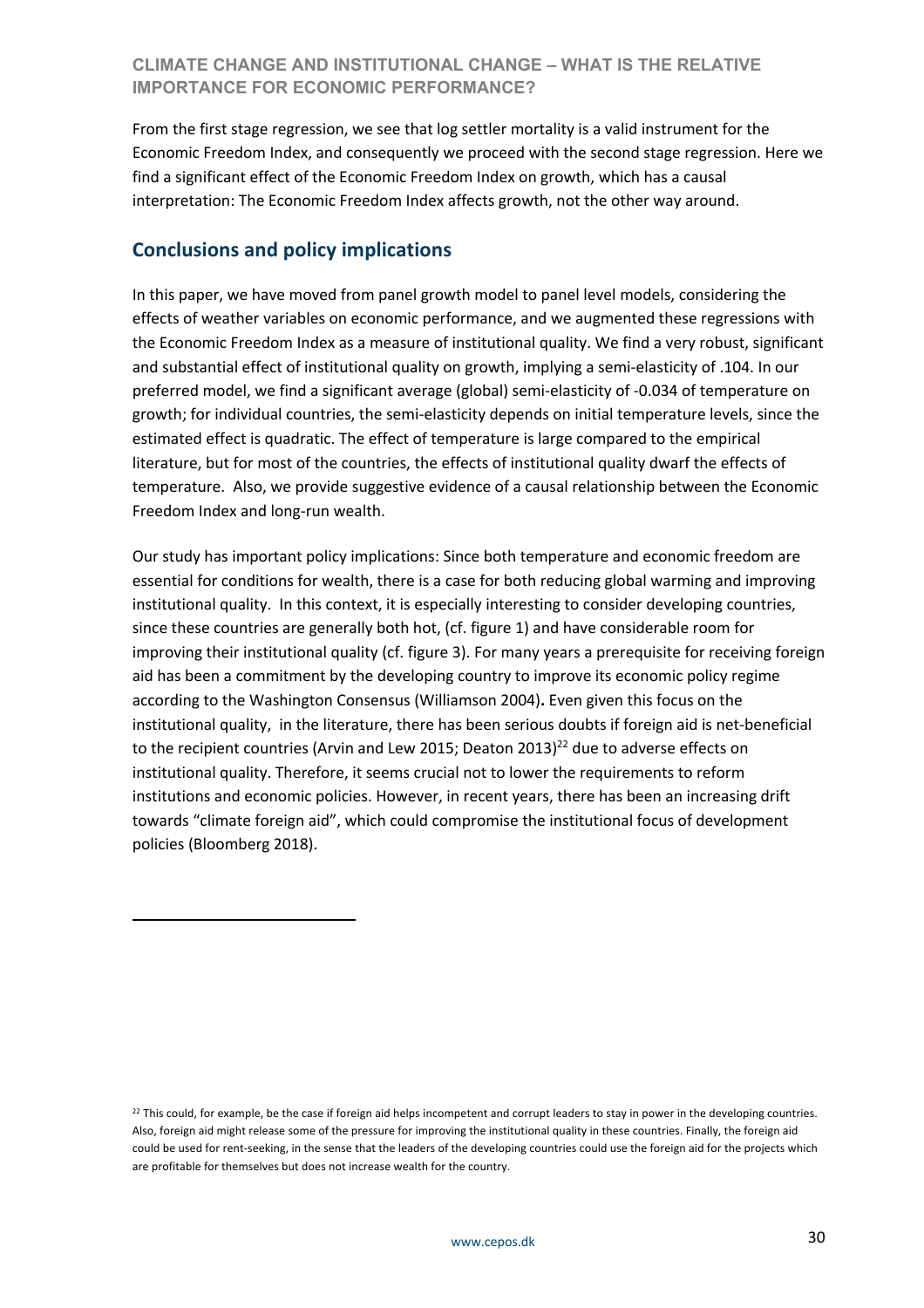From the first stage regression, we see that log settler mortality is a valid instrument for the Economic Freedom Index, and consequently we proceed with the second stage regression. Here we find a significant effect of the Economic Freedom Index on growth, which has a causal interpretation: The Economic Freedom Index affects growth, not the other way around.

## Conclusions and policy implications

In this paper, we have moved from panel growth model to panel level models, considering the effects of weather variables on economic performance, and we augmented these regressions with the Economic Freedom Index as a measure of institutional quality. We find a very robust, significant and substantial effect of institutional quality on growth, implying a semi-elasticity of .104. In our preferred model, we find a significant average (global) semi-elasticity of -0.034 of temperature on growth; for individual countries, the semi-elasticity depends on initial temperature levels, since the estimated effect is quadratic. The effect of temperature is large compared to the empirical literature, but for most of the countries, the effects of institutional quality dwarf the effects of temperature. Also, we provide suggestive evidence of a causal relationship between the Economic Freedom Index and long-run wealth.

Our study has important policy implications: Since both temperature and economic freedom are essential for conditions for wealth, there is a case for both reducing global warming and improving institutional quality. In this context, it is especially interesting to consider developing countries, since these countries are generally both hot, (cf. figure 1) and have considerable room for improving their institutional quality (cf. figure 3). For many years a prerequisite for receiving foreign aid has been a commitment by the developing country to improve its economic policy regime according to the Washington Consensus (Williamson 2004)**.** Even given this focus on the institutional quality, in the literature, there has been serious doubts if foreign aid is net-beneficial to the recipient countries (Arvin and Lew 2015; Deaton 2013)[22] due to adverse effects on institutional quality. Therefore, it seems crucial not to lower the requirements to reform institutions and economic policies. However, in recent years, there has been an increasing drift towards "climate foreign aid", which could compromise the institutional focus of development policies (Bloomberg 2018).

---

[22] This could, for example, be the case if foreign aid helps incompetent and corrupt leaders to stay in power in the developing countries. Also, foreign aid might release some of the pressure for improving the institutional quality in these countries. Finally, the foreign aid could be used for rent-seeking, in the sense that the leaders of the developing countries could use the foreign aid for the projects which are profitable for themselves but does not increase wealth for the country.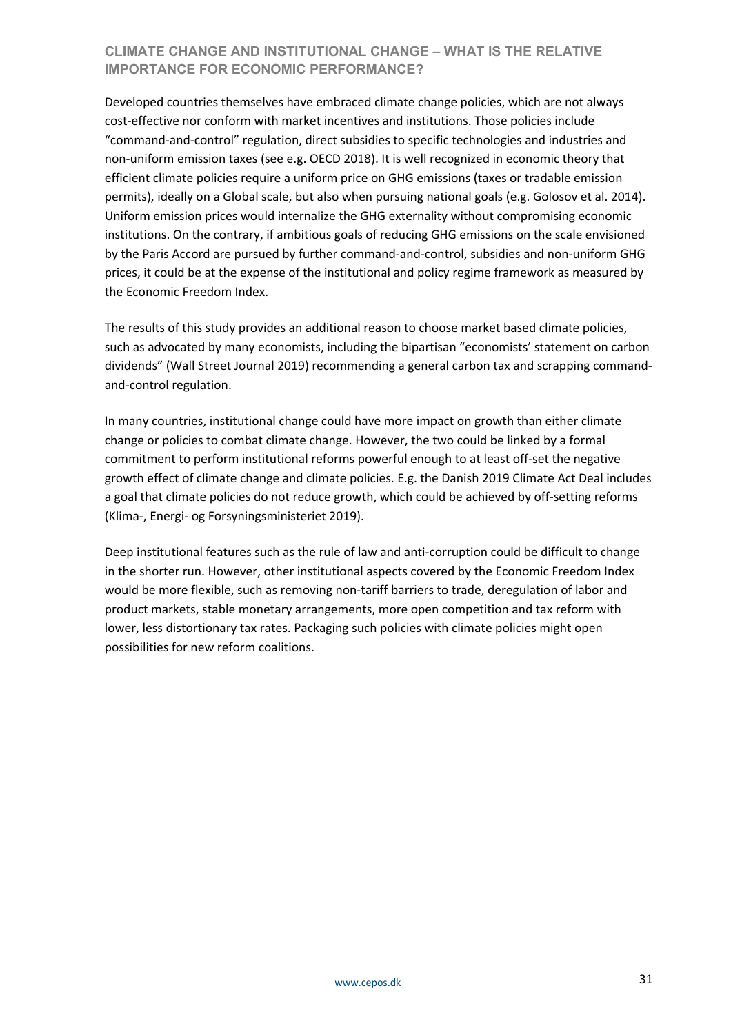Developed countries themselves have embraced climate change policies, which are not always cost-effective nor conform with market incentives and institutions. Those policies include "command-and-control" regulation, direct subsidies to specific technologies and industries and non-uniform emission taxes (see e.g. OECD 2018). It is well recognized in economic theory that efficient climate policies require a uniform price on GHG emissions (taxes or tradable emission permits), ideally on a Global scale, but also when pursuing national goals (e.g. Golosov et al. 2014). Uniform emission prices would internalize the GHG externality without compromising economic institutions. On the contrary, if ambitious goals of reducing GHG emissions on the scale envisioned by the Paris Accord are pursued by further command-and-control, subsidies and non-uniform GHG prices, it could be at the expense of the institutional and policy regime framework as measured by the Economic Freedom Index.

The results of this study provides an additional reason to choose market based climate policies, such as advocated by many economists, including the bipartisan "economists' statement on carbon dividends" (Wall Street Journal 2019) recommending a general carbon tax and scrapping command-and-control regulation.

In many countries, institutional change could have more impact on growth than either climate change or policies to combat climate change. However, the two could be linked by a formal commitment to perform institutional reforms powerful enough to at least off-set the negative growth effect of climate change and climate policies. E.g. the Danish 2019 Climate Act Deal includes a goal that climate policies do not reduce growth, which could be achieved by off-setting reforms (Klima-, Energi- og Forsyningsministeriet 2019).

Deep institutional features such as the rule of law and anti-corruption could be difficult to change in the shorter run. However, other institutional aspects covered by the Economic Freedom Index would be more flexible, such as removing non-tariff barriers to trade, deregulation of labor and product markets, stable monetary arrangements, more open competition and tax reform with lower, less distortionary tax rates. Packaging such policies with climate policies might open possibilities for new reform coalitions.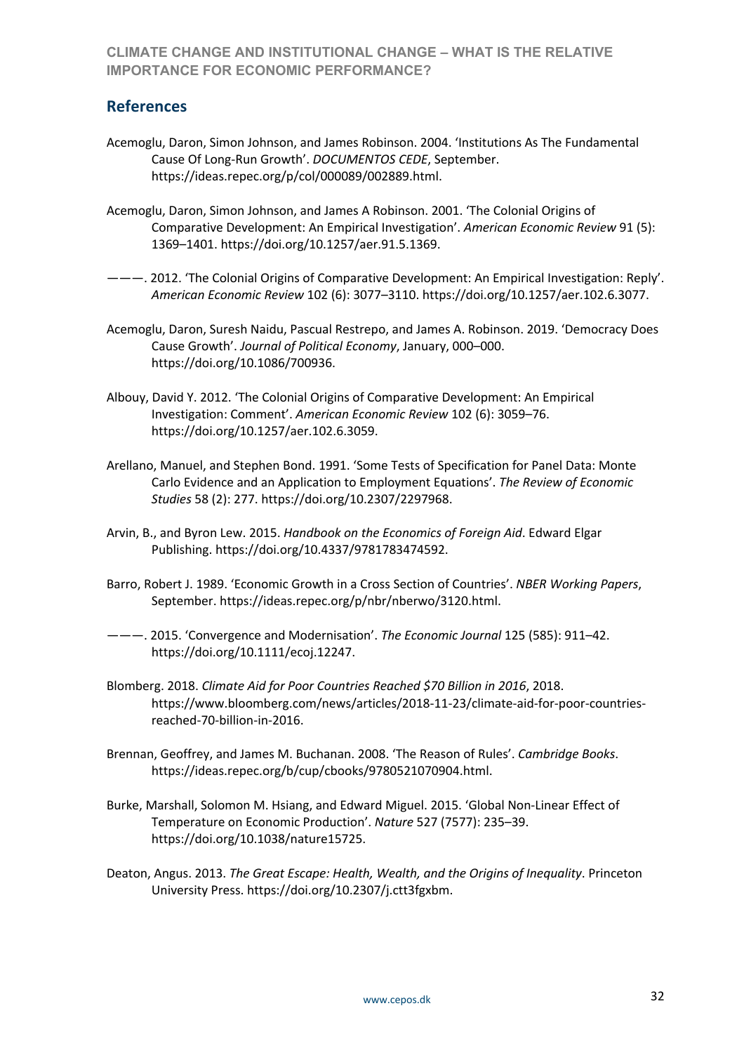## References

Acemoglu, Daron, Simon Johnson, and James Robinson. 2004. 'Institutions As The Fundamental Cause Of Long-Run Growth'. *DOCUMENTOS CEDE*, September. https://ideas.repec.org/p/col/000089/002889.html.

Acemoglu, Daron, Simon Johnson, and James A Robinson. 2001. 'The Colonial Origins of Comparative Development: An Empirical Investigation'. *American Economic Review* 91 (5): 1369–1401. https://doi.org/10.1257/aer.91.5.1369.

———. 2012. 'The Colonial Origins of Comparative Development: An Empirical Investigation: Reply'. *American Economic Review* 102 (6): 3077–3110. https://doi.org/10.1257/aer.102.6.3077.

Acemoglu, Daron, Suresh Naidu, Pascual Restrepo, and James A. Robinson. 2019. 'Democracy Does Cause Growth'. *Journal of Political Economy*, January, 000–000. https://doi.org/10.1086/700936.

Albouy, David Y. 2012. 'The Colonial Origins of Comparative Development: An Empirical Investigation: Comment'. *American Economic Review* 102 (6): 3059–76. https://doi.org/10.1257/aer.102.6.3059.

Arellano, Manuel, and Stephen Bond. 1991. 'Some Tests of Specification for Panel Data: Monte Carlo Evidence and an Application to Employment Equations'. *The Review of Economic Studies* 58 (2): 277. https://doi.org/10.2307/2297968.

Arvin, B., and Byron Lew. 2015. *Handbook on the Economics of Foreign Aid*. Edward Elgar Publishing. https://doi.org/10.4337/9781783474592.

Barro, Robert J. 1989. 'Economic Growth in a Cross Section of Countries'. *NBER Working Papers*, September. https://ideas.repec.org/p/nbr/nberwo/3120.html.

———. 2015. 'Convergence and Modernisation'. *The Economic Journal* 125 (585): 911–42. https://doi.org/10.1111/ecoj.12247.

Blomberg. 2018. *Climate Aid for Poor Countries Reached $70 Billion in 2016*, 2018. https://www.bloomberg.com/news/articles/2018-11-23/climate-aid-for-poor-countries-reached-70-billion-in-2016.

Brennan, Geoffrey, and James M. Buchanan. 2008. 'The Reason of Rules'. *Cambridge Books*. https://ideas.repec.org/b/cup/cbooks/9780521070904.html.

Burke, Marshall, Solomon M. Hsiang, and Edward Miguel. 2015. 'Global Non-Linear Effect of Temperature on Economic Production'. *Nature* 527 (7577): 235–39. https://doi.org/10.1038/nature15725.

Deaton, Angus. 2013. *The Great Escape: Health, Wealth, and the Origins of Inequality*. Princeton University Press. https://doi.org/10.2307/j.ctt3fgxbm.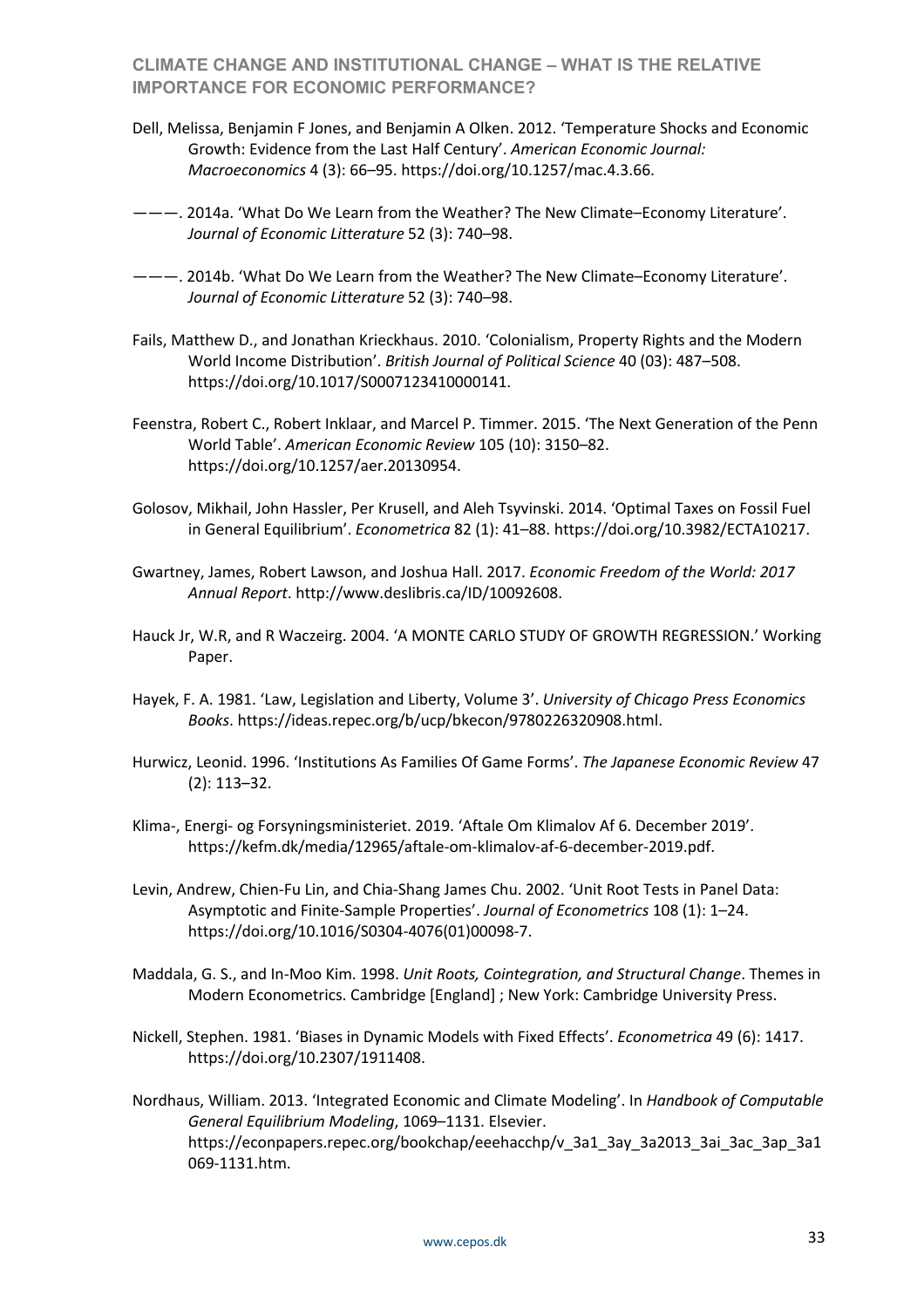Dell, Melissa, Benjamin F Jones, and Benjamin A Olken. 2012. 'Temperature Shocks and Economic Growth: Evidence from the Last Half Century'. *American Economic Journal: Macroeconomics* 4 (3): 66–95. https://doi.org/10.1257/mac.4.3.66.

———. 2014a. 'What Do We Learn from the Weather? The New Climate–Economy Literature'. *Journal of Economic Litterature* 52 (3): 740–98.

———. 2014b. 'What Do We Learn from the Weather? The New Climate–Economy Literature'. *Journal of Economic Litterature* 52 (3): 740–98.

Fails, Matthew D., and Jonathan Krieckhaus. 2010. 'Colonialism, Property Rights and the Modern World Income Distribution'. *British Journal of Political Science* 40 (03): 487–508. https://doi.org/10.1017/S0007123410000141.

Feenstra, Robert C., Robert Inklaar, and Marcel P. Timmer. 2015. 'The Next Generation of the Penn World Table'. *American Economic Review* 105 (10): 3150–82. https://doi.org/10.1257/aer.20130954.

Golosov, Mikhail, John Hassler, Per Krusell, and Aleh Tsyvinski. 2014. 'Optimal Taxes on Fossil Fuel in General Equilibrium'. *Econometrica* 82 (1): 41–88. https://doi.org/10.3982/ECTA10217.

Gwartney, James, Robert Lawson, and Joshua Hall. 2017. *Economic Freedom of the World: 2017 Annual Report*. http://www.deslibris.ca/ID/10092608.

Hauck Jr, W.R, and R Waczeirg. 2004. 'A MONTE CARLO STUDY OF GROWTH REGRESSION.' Working Paper.

Hayek, F. A. 1981. 'Law, Legislation and Liberty, Volume 3'. *University of Chicago Press Economics Books*. https://ideas.repec.org/b/ucp/bkecon/9780226320908.html.

Hurwicz, Leonid. 1996. 'Institutions As Families Of Game Forms'. *The Japanese Economic Review* 47 (2): 113–32.

Klima-, Energi- og Forsyningsministeriet. 2019. 'Aftale Om Klimalov Af 6. December 2019'. https://kefm.dk/media/12965/aftale-om-klimalov-af-6-december-2019.pdf.

Levin, Andrew, Chien-Fu Lin, and Chia-Shang James Chu. 2002. 'Unit Root Tests in Panel Data: Asymptotic and Finite-Sample Properties'. *Journal of Econometrics* 108 (1): 1–24. https://doi.org/10.1016/S0304-4076(01)00098-7.

Maddala, G. S., and In-Moo Kim. 1998. *Unit Roots, Cointegration, and Structural Change*. Themes in Modern Econometrics. Cambridge [England] ; New York: Cambridge University Press.

Nickell, Stephen. 1981. 'Biases in Dynamic Models with Fixed Effects'. *Econometrica* 49 (6): 1417. https://doi.org/10.2307/1911408.

Nordhaus, William. 2013. 'Integrated Economic and Climate Modeling'. In *Handbook of Computable General Equilibrium Modeling*, 1069–1131. Elsevier. https://econpapers.repec.org/bookchap/eeehacchp/v_3a1_3ay_3a2013_3ai_3ac_3ap_3a1069-1131.htm.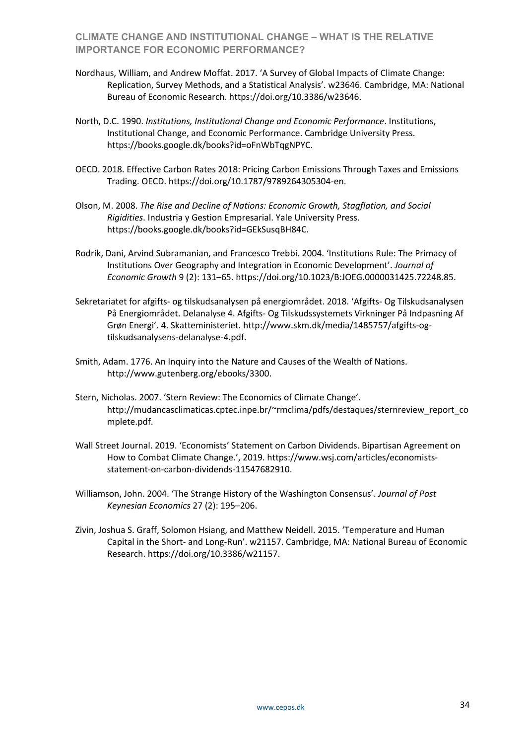Nordhaus, William, and Andrew Moffat. 2017. 'A Survey of Global Impacts of Climate Change: Replication, Survey Methods, and a Statistical Analysis'. w23646. Cambridge, MA: National Bureau of Economic Research. https://doi.org/10.3386/w23646.

North, D.C. 1990. *Institutions, Institutional Change and Economic Performance*. Institutions, Institutional Change, and Economic Performance. Cambridge University Press. https://books.google.dk/books?id=oFnWbTqgNPYC.

OECD. 2018. Effective Carbon Rates 2018: Pricing Carbon Emissions Through Taxes and Emissions Trading. OECD. https://doi.org/10.1787/9789264305304-en.

Olson, M. 2008. *The Rise and Decline of Nations: Economic Growth, Stagflation, and Social Rigidities*. Industria y Gestion Empresarial. Yale University Press. https://books.google.dk/books?id=GEkSusqBH84C.

Rodrik, Dani, Arvind Subramanian, and Francesco Trebbi. 2004. 'Institutions Rule: The Primacy of Institutions Over Geography and Integration in Economic Development'. *Journal of Economic Growth* 9 (2): 131–65. https://doi.org/10.1023/B:JOEG.0000031425.72248.85.

Sekretariatet for afgifts- og tilskudsanalysen på energiområdet. 2018. 'Afgifts- Og Tilskudsanalysen På Energiområdet. Delanalyse 4. Afgifts- Og Tilskudssystemets Virkninger På Indpasning Af Grøn Energi'. 4. Skatteministeriet. http://www.skm.dk/media/1485757/afgifts-og-tilskudsanalysens-delanalyse-4.pdf.

Smith, Adam. 1776. An Inquiry into the Nature and Causes of the Wealth of Nations. http://www.gutenberg.org/ebooks/3300.

Stern, Nicholas. 2007. 'Stern Review: The Economics of Climate Change'. http://mudancasclimaticas.cptec.inpe.br/~rmclima/pdfs/destaques/sternreview_report_complete.pdf.

Wall Street Journal. 2019. 'Economists' Statement on Carbon Dividends. Bipartisan Agreement on How to Combat Climate Change.', 2019. https://www.wsj.com/articles/economists-statement-on-carbon-dividends-11547682910.

Williamson, John. 2004. 'The Strange History of the Washington Consensus'. *Journal of Post Keynesian Economics* 27 (2): 195–206.

Zivin, Joshua S. Graff, Solomon Hsiang, and Matthew Neidell. 2015. 'Temperature and Human Capital in the Short- and Long-Run'. w21157. Cambridge, MA: National Bureau of Economic Research. https://doi.org/10.3386/w21157.